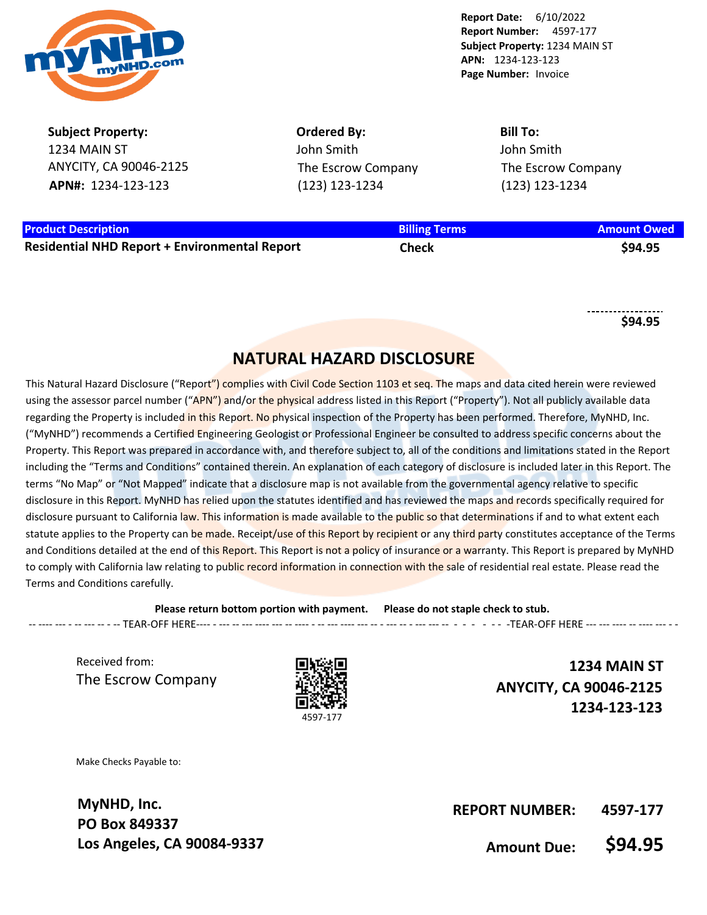**Report Date:** 6/10/2022
**Report Number:** 4597-177
**Subject Property:** 1234 MAIN ST
**APN:** 1234-123-123
**Page Number:** Invoice

| Subject Property: | Ordered By: | Bill To: |
| --- | --- | --- |
| 1234 MAIN ST | John Smith | John Smith |
| ANYCITY, CA 90046-2125 | The Escrow Company | The Escrow Company |
| **APN#:** 1234-123-123 | (123) 123-1234 | (123) 123-1234 |

| Product Description | Billing Terms | Amount Owed |
| --- | --- | --- |
| **Residential NHD Report + Environmental Report** | **Check** | **$94.95** |
| | | **$94.95** |

## NATURAL HAZARD DISCLOSURE

This Natural Hazard Disclosure ("Report") complies with Civil Code Section 1103 et seq. The maps and data cited herein were reviewed using the assessor parcel number ("APN") and/or the physical address listed in this Report ("Property"). Not all publicly available data regarding the Property is included in this Report. No physical inspection of the Property has been performed. Therefore, MyNHD, Inc. ("MyNHD") recommends a Certified Engineering Geologist or Professional Engineer be consulted to address specific concerns about the Property. This Report was prepared in accordance with, and therefore subject to, all of the conditions and limitations stated in the Report including the "Terms and Conditions" contained therein. An explanation of each category of disclosure is included later in this Report. The terms "No Map" or "Not Mapped" indicate that a disclosure map is not available from the governmental agency relative to specific disclosure in this Report. MyNHD has relied upon the statutes identified and has reviewed the maps and records specifically required for disclosure pursuant to California law. This information is made available to the public so that determinations if and to what extent each statute applies to the Property can be made. Receipt/use of this Report by recipient or any third party constitutes acceptance of the Terms and Conditions detailed at the end of this Report. This Report is not a policy of insurance or a warranty. This Report is prepared by MyNHD to comply with California law relating to public record information in connection with the sale of residential real estate. Please read the Terms and Conditions carefully.

**Please return bottom portion with payment. Please do not staple check to stub.**

-- TEAR-OFF HERE -- -- TEAR-OFF HERE --

Received from:
The Escrow Company

4597-177

**1234 MAIN ST**
**ANYCITY, CA 90046-2125**
**1234-123-123**

Make Checks Payable to:

**MyNHD, Inc.**
**PO Box 849337**
**Los Angeles, CA 90084-9337**

**REPORT NUMBER:** **4597-177**

**Amount Due:** **$94.95**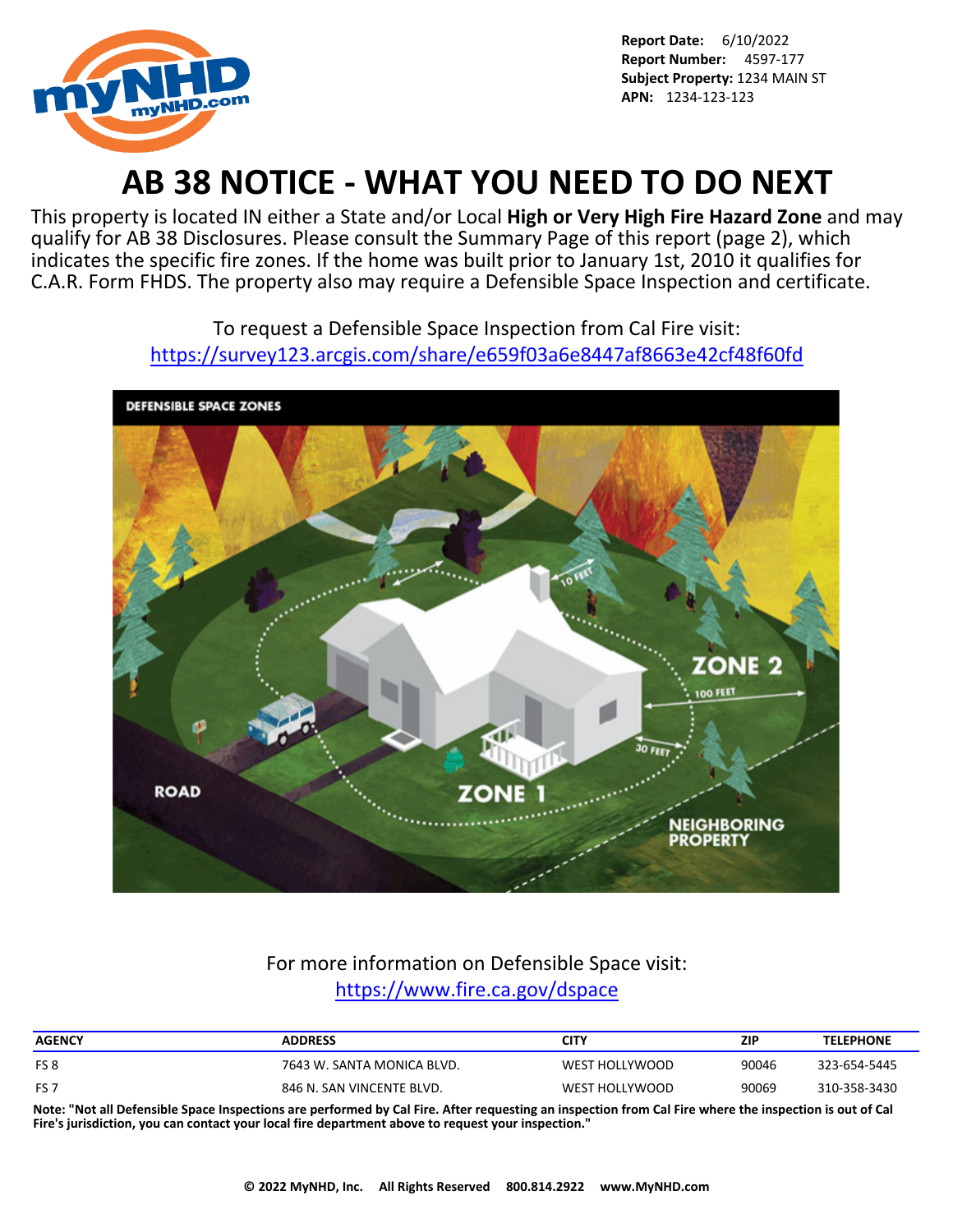**Report Date:** 6/10/2022
**Report Number:** 4597-177
**Subject Property:** 1234 MAIN ST
**APN:** 1234-123-123

# AB 38 NOTICE - WHAT YOU NEED TO DO NEXT

This property is located IN either a State and/or Local **High or Very High Fire Hazard Zone** and may qualify for AB 38 Disclosures. Please consult the Summary Page of this report (page 2), which indicates the specific fire zones. If the home was built prior to January 1st, 2010 it qualifies for C.A.R. Form FHDS. The property also may require a Defensible Space Inspection and certificate.

To request a Defensible Space Inspection from Cal Fire visit:
https://survey123.arcgis.com/share/e659f03a6e8447af8663e42cf48f60fd

For more information on Defensible Space visit:
https://www.fire.ca.gov/dspace

| AGENCY | ADDRESS | CITY | ZIP | TELEPHONE |
| --- | --- | --- | --- | --- |
| FS 8 | 7643 W. SANTA MONICA BLVD. | WEST HOLLYWOOD | 90046 | 323-654-5445 |
| FS 7 | 846 N. SAN VINCENTE BLVD. | WEST HOLLYWOOD | 90069 | 310-358-3430 |

**Note: "Not all Defensible Space Inspections are performed by Cal Fire. After requesting an inspection from Cal Fire where the inspection is out of Cal Fire's jurisdiction, you can contact your local fire department above to request your inspection."**

**© 2022 MyNHD, Inc. All Rights Reserved 800.814.2922 www.MyNHD.com**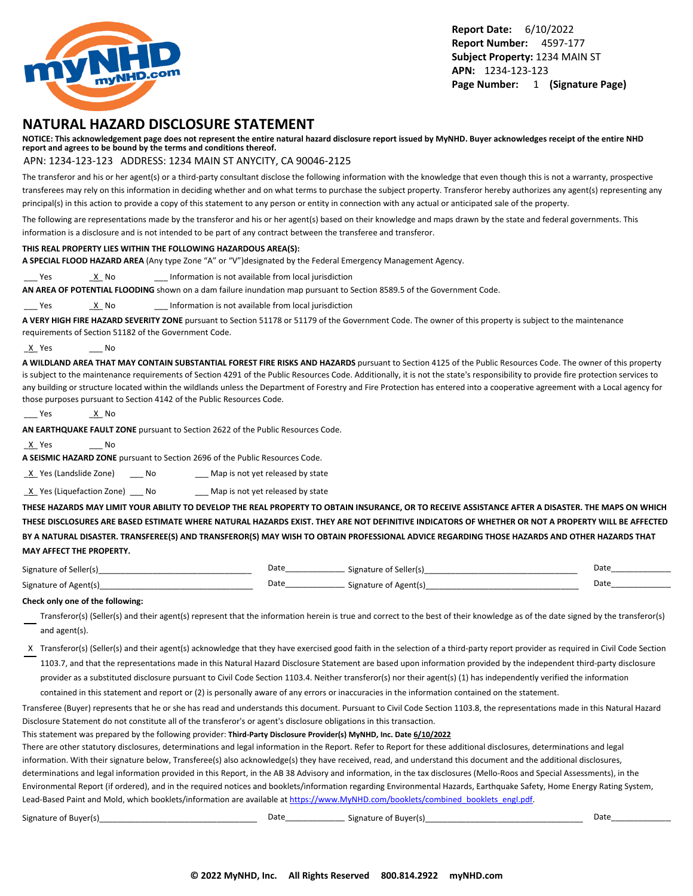Report Date: 6/10/2022
Report Number: 4597-177
Subject Property: 1234 MAIN ST
APN: 1234-123-123
Page Number: 1 (Signature Page)

# NATURAL HAZARD DISCLOSURE STATEMENT

**NOTICE: This acknowledgement page does not represent the entire natural hazard disclosure report issued by MyNHD. Buyer acknowledges receipt of the entire NHD report and agrees to be bound by the terms and conditions thereof.**

APN: 1234-123-123 ADDRESS: 1234 MAIN ST ANYCITY, CA 90046-2125

The transferor and his or her agent(s) or a third-party consultant disclose the following information with the knowledge that even though this is not a warranty, prospective transferees may rely on this information in deciding whether and on what terms to purchase the subject property. Transferor hereby authorizes any agent(s) representing any principal(s) in this action to provide a copy of this statement to any person or entity in connection with any actual or anticipated sale of the property.

The following are representations made by the transferor and his or her agent(s) based on their knowledge and maps drawn by the state and federal governments. This information is a disclosure and is not intended to be part of any contract between the transferee and transferor.

**THIS REAL PROPERTY LIES WITHIN THE FOLLOWING HAZARDOUS AREA(S):**

**A SPECIAL FLOOD HAZARD AREA** (Any type Zone "A" or "V")designated by the Federal Emergency Management Agency.

___ Yes  _X_ No  ___ Information is not available from local jurisdiction

**AN AREA OF POTENTIAL FLOODING** shown on a dam failure inundation map pursuant to Section 8589.5 of the Government Code.

___ Yes  _X_ No  ___ Information is not available from local jurisdiction

**A VERY HIGH FIRE HAZARD SEVERITY ZONE** pursuant to Section 51178 or 51179 of the Government Code. The owner of this property is subject to the maintenance requirements of Section 51182 of the Government Code.

_X_ Yes  ___ No

**A WILDLAND AREA THAT MAY CONTAIN SUBSTANTIAL FOREST FIRE RISKS AND HAZARDS** pursuant to Section 4125 of the Public Resources Code. The owner of this property is subject to the maintenance requirements of Section 4291 of the Public Resources Code. Additionally, it is not the state's responsibility to provide fire protection services to any building or structure located within the wildlands unless the Department of Forestry and Fire Protection has entered into a cooperative agreement with a Local agency for those purposes pursuant to Section 4142 of the Public Resources Code.

___ Yes  _X_ No

**AN EARTHQUAKE FAULT ZONE** pursuant to Section 2622 of the Public Resources Code.

_X_ Yes  ___ No

**A SEISMIC HAZARD ZONE** pursuant to Section 2696 of the Public Resources Code.

_X_ Yes (Landslide Zone)  ___ No  ___ Map is not yet released by state

_X_ Yes (Liquefaction Zone)  ___ No  ___ Map is not yet released by state

**THESE HAZARDS MAY LIMIT YOUR ABILITY TO DEVELOP THE REAL PROPERTY TO OBTAIN INSURANCE, OR TO RECEIVE ASSISTANCE AFTER A DISASTER. THE MAPS ON WHICH THESE DISCLOSURES ARE BASED ESTIMATE WHERE NATURAL HAZARDS EXIST. THEY ARE NOT DEFINITIVE INDICATORS OF WHETHER OR NOT A PROPERTY WILL BE AFFECTED BY A NATURAL DISASTER. TRANSFEREE(S) AND TRANSFEROR(S) MAY WISH TO OBTAIN PROFESSIONAL ADVICE REGARDING THOSE HAZARDS AND OTHER HAZARDS THAT MAY AFFECT THE PROPERTY.**

Signature of Seller(s)________________________________ Date_____________ Signature of Seller(s)________________________________ Date_____________

Signature of Agent(s)________________________________ Date_____________ Signature of Agent(s)________________________________ Date_____________

**Check only one of the following:**

___ Transferor(s) (Seller(s) and their agent(s) represent that the information herein is true and correct to the best of their knowledge as of the date signed by the transferor(s) and agent(s).

_X_ Transferor(s) (Seller(s) and their agent(s) acknowledge that they have exercised good faith in the selection of a third-party report provider as required in Civil Code Section 1103.7, and that the representations made in this Natural Hazard Disclosure Statement are based upon information provided by the independent third-party disclosure provider as a substituted disclosure pursuant to Civil Code Section 1103.4. Neither transferor(s) nor their agent(s) (1) has independently verified the information contained in this statement and report or (2) is personally aware of any errors or inaccuracies in the information contained on the statement.

Transferee (Buyer) represents that he or she has read and understands this document. Pursuant to Civil Code Section 1103.8, the representations made in this Natural Hazard Disclosure Statement do not constitute all of the transferor's or agent's disclosure obligations in this transaction.

This statement was prepared by the following provider: **Third-Party Disclosure Provider(s) MyNHD, Inc. Date 6/10/2022**

There are other statutory disclosures, determinations and legal information in the Report. Refer to Report for these additional disclosures, determinations and legal information. With their signature below, Transferee(s) also acknowledge(s) they have received, read, and understand this document and the additional disclosures, determinations and legal information provided in this Report, in the AB 38 Advisory and information, in the tax disclosures (Mello-Roos and Special Assessments), in the Environmental Report (if ordered), and in the required notices and booklets/information regarding Environmental Hazards, Earthquake Safety, Home Energy Rating System, Lead-Based Paint and Mold, which booklets/information are available at https://www.MyNHD.com/booklets/combined_booklets_engl.pdf.

Signature of Buyer(s)________________________________ Date_____________ Signature of Buyer(s)________________________________ Date_____________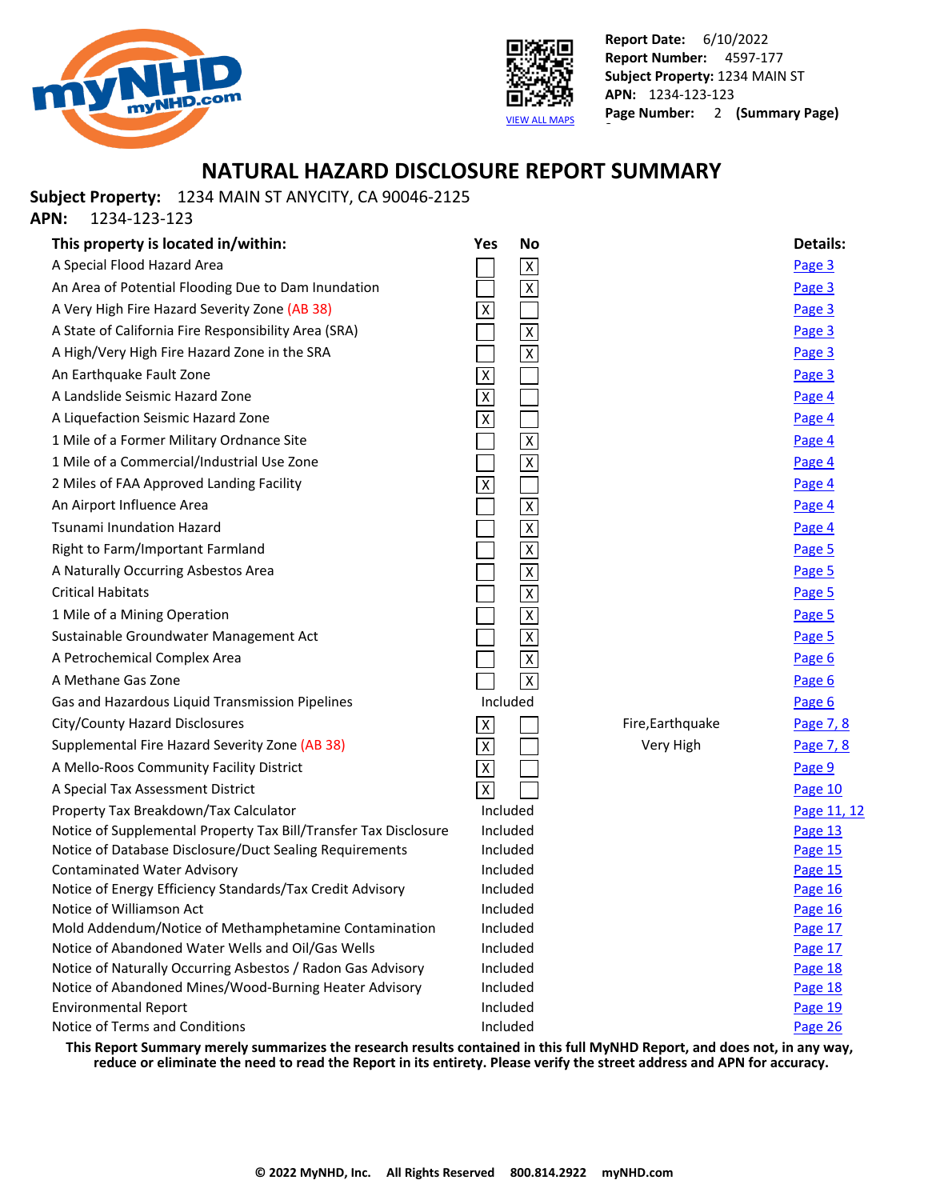Report Date: 6/10/2022
Report Number: 4597-177
Subject Property: 1234 MAIN ST
APN: 1234-123-123
Page Number: 2 (Summary Page)

VIEW ALL MAPS

# NATURAL HAZARD DISCLOSURE REPORT SUMMARY

**Subject Property:** 1234 MAIN ST ANYCITY, CA 90046-2125
**APN:** 1234-123-123

| This property is located in/within: | Yes | No | | Details: |
|---|---|---|---|---|
| A Special Flood Hazard Area | | X | | Page 3 |
| An Area of Potential Flooding Due to Dam Inundation | | X | | Page 3 |
| A Very High Fire Hazard Severity Zone (AB 38) | X | | | Page 3 |
| A State of California Fire Responsibility Area (SRA) | | X | | Page 3 |
| A High/Very High Fire Hazard Zone in the SRA | | X | | Page 3 |
| An Earthquake Fault Zone | X | | | Page 3 |
| A Landslide Seismic Hazard Zone | X | | | Page 4 |
| A Liquefaction Seismic Hazard Zone | X | | | Page 4 |
| 1 Mile of a Former Military Ordnance Site | | X | | Page 4 |
| 1 Mile of a Commercial/Industrial Use Zone | | X | | Page 4 |
| 2 Miles of FAA Approved Landing Facility | X | | | Page 4 |
| An Airport Influence Area | | X | | Page 4 |
| Tsunami Inundation Hazard | | X | | Page 4 |
| Right to Farm/Important Farmland | | X | | Page 5 |
| A Naturally Occurring Asbestos Area | | X | | Page 5 |
| Critical Habitats | | X | | Page 5 |
| 1 Mile of a Mining Operation | | X | | Page 5 |
| Sustainable Groundwater Management Act | | X | | Page 5 |
| A Petrochemical Complex Area | | X | | Page 6 |
| A Methane Gas Zone | | X | | Page 6 |
| Gas and Hazardous Liquid Transmission Pipelines | Included | | | Page 6 |
| City/County Hazard Disclosures | X | | Fire,Earthquake | Page 7, 8 |
| Supplemental Fire Hazard Severity Zone (AB 38) | X | | Very High | Page 7, 8 |
| A Mello-Roos Community Facility District | X | | | Page 9 |
| A Special Tax Assessment District | X | | | Page 10 |
| Property Tax Breakdown/Tax Calculator | Included | | | Page 11, 12 |
| Notice of Supplemental Property Tax Bill/Transfer Tax Disclosure | Included | | | Page 13 |
| Notice of Database Disclosure/Duct Sealing Requirements | Included | | | Page 15 |
| Contaminated Water Advisory | Included | | | Page 15 |
| Notice of Energy Efficiency Standards/Tax Credit Advisory | Included | | | Page 16 |
| Notice of Williamson Act | Included | | | Page 16 |
| Mold Addendum/Notice of Methamphetamine Contamination | Included | | | Page 17 |
| Notice of Abandoned Water Wells and Oil/Gas Wells | Included | | | Page 17 |
| Notice of Naturally Occurring Asbestos / Radon Gas Advisory | Included | | | Page 18 |
| Notice of Abandoned Mines/Wood-Burning Heater Advisory | Included | | | Page 18 |
| Environmental Report | Included | | | Page 19 |
| Notice of Terms and Conditions | Included | | | Page 26 |

**This Report Summary merely summarizes the research results contained in this full MyNHD Report, and does not, in any way, reduce or eliminate the need to read the Report in its entirety. Please verify the street address and APN for accuracy.**

**© 2022 MyNHD, Inc. All Rights Reserved 800.814.2922 myNHD.com**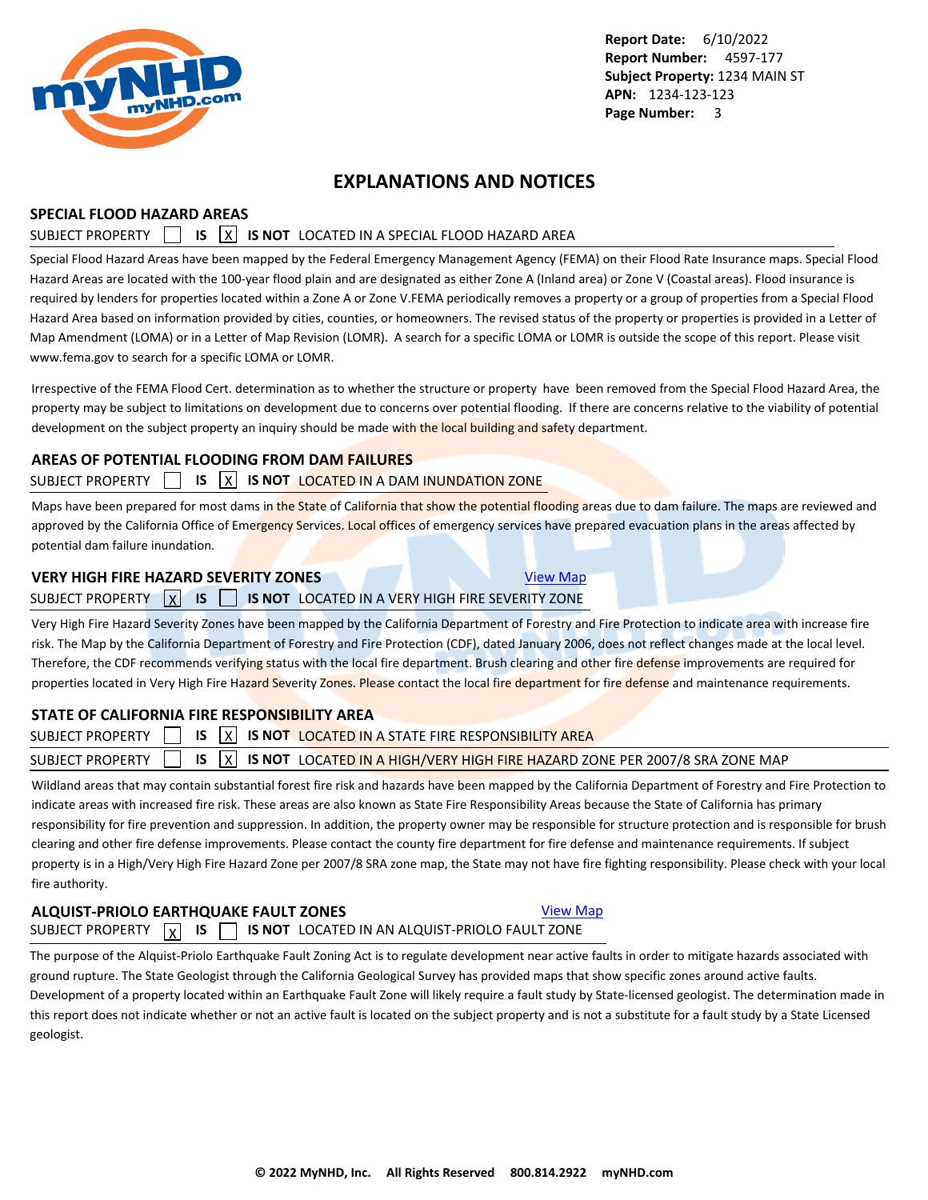# EXPLANATIONS AND NOTICES

## SPECIAL FLOOD HAZARD AREAS

SUBJECT PROPERTY [ ] IS [X] IS NOT LOCATED IN A SPECIAL FLOOD HAZARD AREA

Special Flood Hazard Areas have been mapped by the Federal Emergency Management Agency (FEMA) on their Flood Rate Insurance maps. Special Flood Hazard Areas are located with the 100-year flood plain and are designated as either Zone A (Inland area) or Zone V (Coastal areas). Flood insurance is required by lenders for properties located within a Zone A or Zone V.FEMA periodically removes a property or a group of properties from a Special Flood Hazard Area based on information provided by cities, counties, or homeowners. The revised status of the property or properties is provided in a Letter of Map Amendment (LOMA) or in a Letter of Map Revision (LOMR). A search for a specific LOMA or LOMR is outside the scope of this report. Please visit www.fema.gov to search for a specific LOMA or LOMR.

Irrespective of the FEMA Flood Cert. determination as to whether the structure or property have been removed from the Special Flood Hazard Area, the property may be subject to limitations on development due to concerns over potential flooding. If there are concerns relative to the viability of potential development on the subject property an inquiry should be made with the local building and safety department.

## AREAS OF POTENTIAL FLOODING FROM DAM FAILURES

SUBJECT PROPERTY [ ] IS [X] IS NOT LOCATED IN A DAM INUNDATION ZONE

Maps have been prepared for most dams in the State of California that show the potential flooding areas due to dam failure. The maps are reviewed and approved by the California Office of Emergency Services. Local offices of emergency services have prepared evacuation plans in the areas affected by potential dam failure inundation.

## VERY HIGH FIRE HAZARD SEVERITY ZONES

View Map

SUBJECT PROPERTY [X] IS [ ] IS NOT LOCATED IN A VERY HIGH FIRE SEVERITY ZONE

Very High Fire Hazard Severity Zones have been mapped by the California Department of Forestry and Fire Protection to indicate area with increase fire risk. The Map by the California Department of Forestry and Fire Protection (CDF), dated January 2006, does not reflect changes made at the local level. Therefore, the CDF recommends verifying status with the local fire department. Brush clearing and other fire defense improvements are required for properties located in Very High Fire Hazard Severity Zones. Please contact the local fire department for fire defense and maintenance requirements.

## STATE OF CALIFORNIA FIRE RESPONSIBILITY AREA

SUBJECT PROPERTY [ ] IS [X] IS NOT LOCATED IN A STATE FIRE RESPONSIBILITY AREA

SUBJECT PROPERTY [ ] IS [X] IS NOT LOCATED IN A HIGH/VERY HIGH FIRE HAZARD ZONE PER 2007/8 SRA ZONE MAP

Wildland areas that may contain substantial forest fire risk and hazards have been mapped by the California Department of Forestry and Fire Protection to indicate areas with increased fire risk. These areas are also known as State Fire Responsibility Areas because the State of California has primary responsibility for fire prevention and suppression. In addition, the property owner may be responsible for structure protection and is responsible for brush clearing and other fire defense improvements. Please contact the county fire department for fire defense and maintenance requirements. If subject property is in a High/Very High Fire Hazard Zone per 2007/8 SRA zone map, the State may not have fire fighting responsibility. Please check with your local fire authority.

## ALQUIST-PRIOLO EARTHQUAKE FAULT ZONES

View Map

SUBJECT PROPERTY [X] IS [ ] IS NOT LOCATED IN AN ALQUIST-PRIOLO FAULT ZONE

The purpose of the Alquist-Priolo Earthquake Fault Zoning Act is to regulate development near active faults in order to mitigate hazards associated with ground rupture. The State Geologist through the California Geological Survey has provided maps that show specific zones around active faults. Development of a property located within an Earthquake Fault Zone will likely require a fault study by State-licensed geologist. The determination made in this report does not indicate whether or not an active fault is located on the subject property and is not a substitute for a fault study by a State Licensed geologist.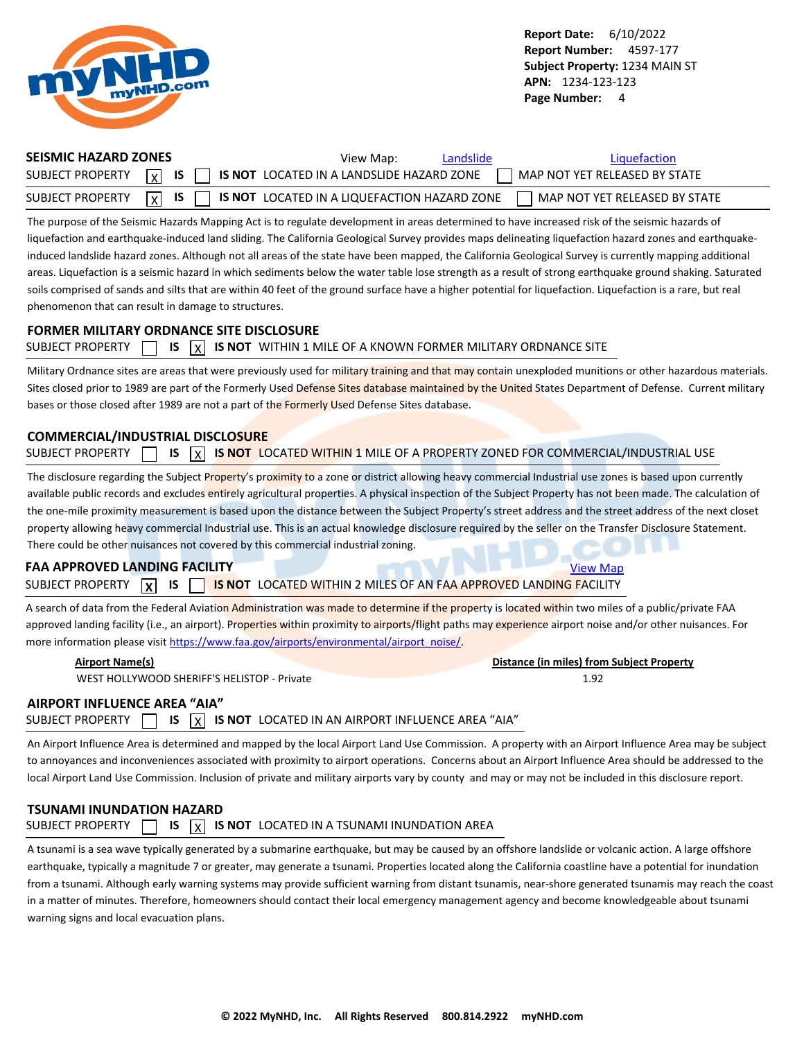## SEISMIC HAZARD ZONES

View Map: [Landslide](#) [Liquefaction](#)

SUBJECT PROPERTY [X] IS [ ] IS NOT LOCATED IN A LANDSLIDE HAZARD ZONE [ ] MAP NOT YET RELEASED BY STATE

SUBJECT PROPERTY [X] IS [ ] IS NOT LOCATED IN A LIQUEFACTION HAZARD ZONE [ ] MAP NOT YET RELEASED BY STATE

The purpose of the Seismic Hazards Mapping Act is to regulate development in areas determined to have increased risk of the seismic hazards of liquefaction and earthquake-induced land sliding. The California Geological Survey provides maps delineating liquefaction hazard zones and earthquake-induced landslide hazard zones. Although not all areas of the state have been mapped, the California Geological Survey is currently mapping additional areas. Liquefaction is a seismic hazard in which sediments below the water table lose strength as a result of strong earthquake ground shaking. Saturated soils comprised of sands and silts that are within 40 feet of the ground surface have a higher potential for liquefaction. Liquefaction is a rare, but real phenomenon that can result in damage to structures.

## FORMER MILITARY ORDNANCE SITE DISCLOSURE

SUBJECT PROPERTY [ ] IS [X] IS NOT WITHIN 1 MILE OF A KNOWN FORMER MILITARY ORDNANCE SITE

Military Ordnance sites are areas that were previously used for military training and that may contain unexploded munitions or other hazardous materials. Sites closed prior to 1989 are part of the Formerly Used Defense Sites database maintained by the United States Department of Defense. Current military bases or those closed after 1989 are not a part of the Formerly Used Defense Sites database.

## COMMERCIAL/INDUSTRIAL DISCLOSURE

SUBJECT PROPERTY [ ] IS [X] IS NOT LOCATED WITHIN 1 MILE OF A PROPERTY ZONED FOR COMMERCIAL/INDUSTRIAL USE

The disclosure regarding the Subject Property's proximity to a zone or district allowing heavy commercial Industrial use zones is based upon currently available public records and excludes entirely agricultural properties. A physical inspection of the Subject Property has not been made. The calculation of the one-mile proximity measurement is based upon the distance between the Subject Property's street address and the street address of the next closet property allowing heavy commercial Industrial use. This is an actual knowledge disclosure required by the seller on the Transfer Disclosure Statement. There could be other nuisances not covered by this commercial industrial zoning.

## FAA APPROVED LANDING FACILITY

[View Map](#)

SUBJECT PROPERTY [X] IS [ ] IS NOT LOCATED WITHIN 2 MILES OF AN FAA APPROVED LANDING FACILITY

A search of data from the Federal Aviation Administration was made to determine if the property is located within two miles of a public/private FAA approved landing facility (i.e., an airport). Properties within proximity to airports/flight paths may experience airport noise and/or other nuisances. For more information please visit https://www.faa.gov/airports/environmental/airport_noise/.

| Airport Name(s) | Distance (in miles) from Subject Property |
|---|---|
| WEST HOLLYWOOD SHERIFF'S HELISTOP - Private | 1.92 |

## AIRPORT INFLUENCE AREA "AIA"

SUBJECT PROPERTY [ ] IS [X] IS NOT LOCATED IN AN AIRPORT INFLUENCE AREA "AIA"

An Airport Influence Area is determined and mapped by the local Airport Land Use Commission. A property with an Airport Influence Area may be subject to annoyances and inconveniences associated with proximity to airport operations. Concerns about an Airport Influence Area should be addressed to the local Airport Land Use Commission. Inclusion of private and military airports vary by county and may or may not be included in this disclosure report.

## TSUNAMI INUNDATION HAZARD

SUBJECT PROPERTY [ ] IS [X] IS NOT LOCATED IN A TSUNAMI INUNDATION AREA

A tsunami is a sea wave typically generated by a submarine earthquake, but may be caused by an offshore landslide or volcanic action. A large offshore earthquake, typically a magnitude 7 or greater, may generate a tsunami. Properties located along the California coastline have a potential for inundation from a tsunami. Although early warning systems may provide sufficient warning from distant tsunamis, near-shore generated tsunamis may reach the coast in a matter of minutes. Therefore, homeowners should contact their local emergency management agency and become knowledgeable about tsunami warning signs and local evacuation plans.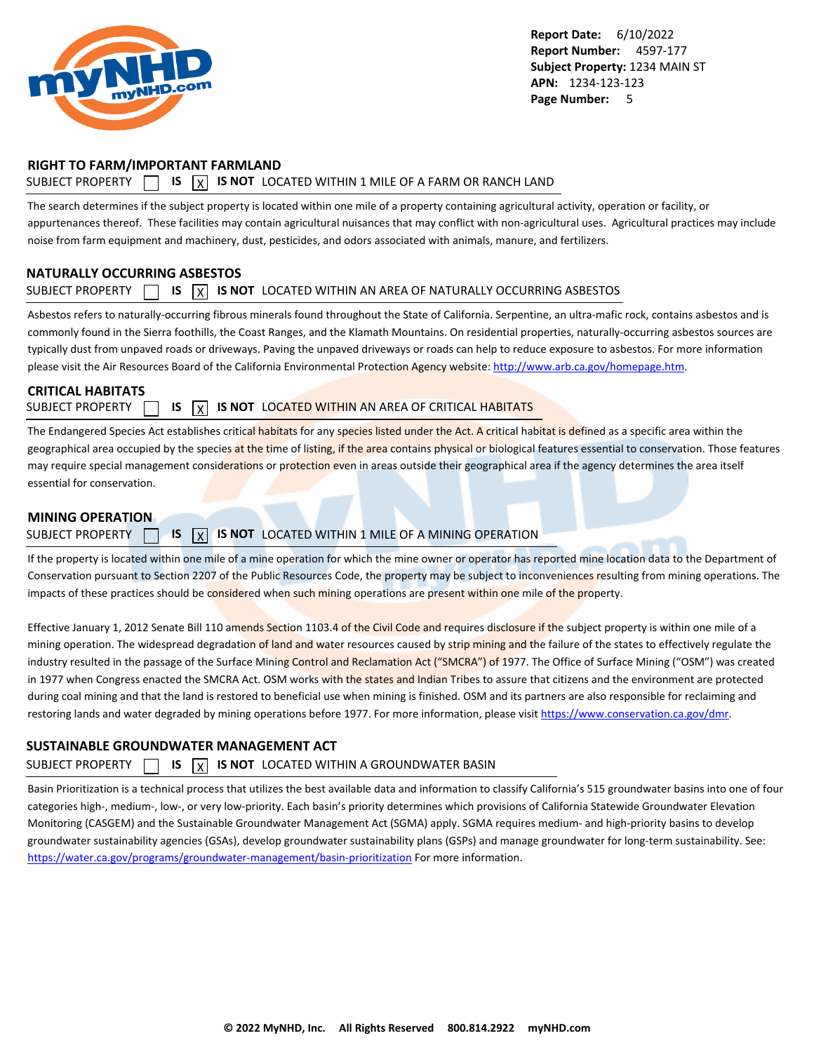## RIGHT TO FARM/IMPORTANT FARMLAND

SUBJECT PROPERTY ☐ **IS** ☒ **IS NOT** LOCATED WITHIN 1 MILE OF A FARM OR RANCH LAND

The search determines if the subject property is located within one mile of a property containing agricultural activity, operation or facility, or appurtenances thereof. These facilities may contain agricultural nuisances that may conflict with non-agricultural uses. Agricultural practices may include noise from farm equipment and machinery, dust, pesticides, and odors associated with animals, manure, and fertilizers.

## NATURALLY OCCURRING ASBESTOS

SUBJECT PROPERTY ☐ **IS** ☒ **IS NOT** LOCATED WITHIN AN AREA OF NATURALLY OCCURRING ASBESTOS

Asbestos refers to naturally-occurring fibrous minerals found throughout the State of California. Serpentine, an ultra-mafic rock, contains asbestos and is commonly found in the Sierra foothills, the Coast Ranges, and the Klamath Mountains. On residential properties, naturally-occurring asbestos sources are typically dust from unpaved roads or driveways. Paving the unpaved driveways or roads can help to reduce exposure to asbestos. For more information please visit the Air Resources Board of the California Environmental Protection Agency website: http://www.arb.ca.gov/homepage.htm.

## CRITICAL HABITATS

SUBJECT PROPERTY ☐ **IS** ☒ **IS NOT** LOCATED WITHIN AN AREA OF CRITICAL HABITATS

The Endangered Species Act establishes critical habitats for any species listed under the Act. A critical habitat is defined as a specific area within the geographical area occupied by the species at the time of listing, if the area contains physical or biological features essential to conservation. Those features may require special management considerations or protection even in areas outside their geographical area if the agency determines the area itself essential for conservation.

## MINING OPERATION

SUBJECT PROPERTY ☐ **IS** ☒ **IS NOT** LOCATED WITHIN 1 MILE OF A MINING OPERATION

If the property is located within one mile of a mine operation for which the mine owner or operator has reported mine location data to the Department of Conservation pursuant to Section 2207 of the Public Resources Code, the property may be subject to inconveniences resulting from mining operations. The impacts of these practices should be considered when such mining operations are present within one mile of the property.

Effective January 1, 2012 Senate Bill 110 amends Section 1103.4 of the Civil Code and requires disclosure if the subject property is within one mile of a mining operation. The widespread degradation of land and water resources caused by strip mining and the failure of the states to effectively regulate the industry resulted in the passage of the Surface Mining Control and Reclamation Act ("SMCRA") of 1977. The Office of Surface Mining ("OSM") was created in 1977 when Congress enacted the SMCRA Act. OSM works with the states and Indian Tribes to assure that citizens and the environment are protected during coal mining and that the land is restored to beneficial use when mining is finished. OSM and its partners are also responsible for reclaiming and restoring lands and water degraded by mining operations before 1977. For more information, please visit https://www.conservation.ca.gov/dmr.

## SUSTAINABLE GROUNDWATER MANAGEMENT ACT

SUBJECT PROPERTY ☐ **IS** ☒ **IS NOT** LOCATED WITHIN A GROUNDWATER BASIN

Basin Prioritization is a technical process that utilizes the best available data and information to classify California's 515 groundwater basins into one of four categories high-, medium-, low-, or very low-priority. Each basin's priority determines which provisions of California Statewide Groundwater Elevation Monitoring (CASGEM) and the Sustainable Groundwater Management Act (SGMA) apply. SGMA requires medium- and high-priority basins to develop groundwater sustainability agencies (GSAs), develop groundwater sustainability plans (GSPs) and manage groundwater for long-term sustainability. See: https://water.ca.gov/programs/groundwater-management/basin-prioritization For more information.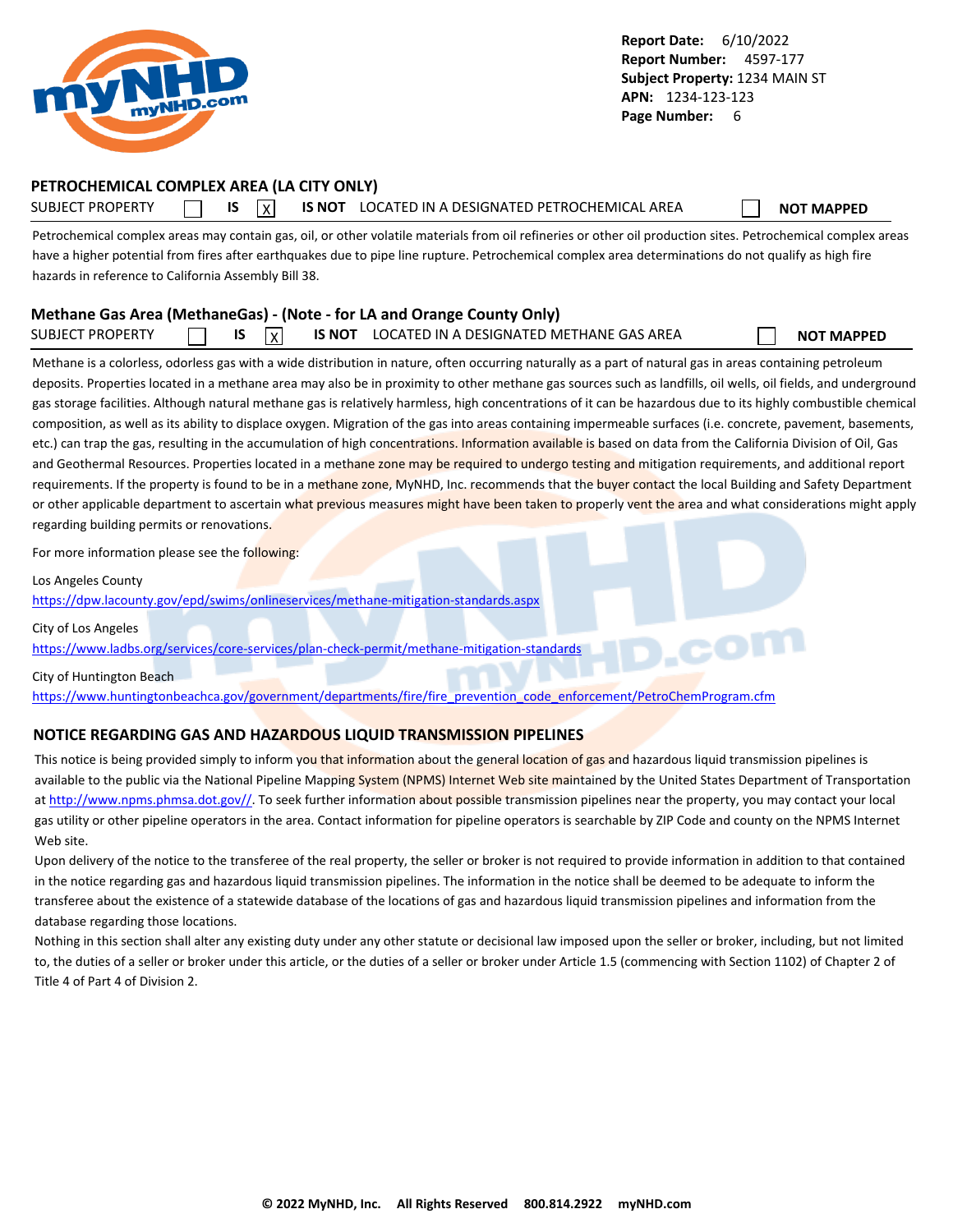**Report Date:** 6/10/2022
**Report Number:** 4597-177
**Subject Property:** 1234 MAIN ST
**APN:** 1234-123-123
**Page Number:** 6

## PETROCHEMICAL COMPLEX AREA (LA CITY ONLY)

SUBJECT PROPERTY ☐ **IS** ☒ **IS NOT** LOCATED IN A DESIGNATED PETROCHEMICAL AREA ☐ **NOT MAPPED**

Petrochemical complex areas may contain gas, oil, or other volatile materials from oil refineries or other oil production sites. Petrochemical complex areas have a higher potential from fires after earthquakes due to pipe line rupture. Petrochemical complex area determinations do not qualify as high fire hazards in reference to California Assembly Bill 38.

## Methane Gas Area (MethaneGas) - (Note - for LA and Orange County Only)

SUBJECT PROPERTY ☐ **IS** ☒ **IS NOT** LOCATED IN A DESIGNATED METHANE GAS AREA ☐ **NOT MAPPED**

Methane is a colorless, odorless gas with a wide distribution in nature, often occurring naturally as a part of natural gas in areas containing petroleum deposits. Properties located in a methane area may also be in proximity to other methane gas sources such as landfills, oil wells, oil fields, and underground gas storage facilities. Although natural methane gas is relatively harmless, high concentrations of it can be hazardous due to its highly combustible chemical composition, as well as its ability to displace oxygen. Migration of the gas into areas containing impermeable surfaces (i.e. concrete, pavement, basements, etc.) can trap the gas, resulting in the accumulation of high concentrations. Information available is based on data from the California Division of Oil, Gas and Geothermal Resources. Properties located in a methane zone may be required to undergo testing and mitigation requirements, and additional report requirements. If the property is found to be in a methane zone, MyNHD, Inc. recommends that the buyer contact the local Building and Safety Department or other applicable department to ascertain what previous measures might have been taken to properly vent the area and what considerations might apply regarding building permits or renovations.

For more information please see the following:

Los Angeles County
https://dpw.lacounty.gov/epd/swims/onlineservices/methane-mitigation-standards.aspx

City of Los Angeles
https://www.ladbs.org/services/core-services/plan-check-permit/methane-mitigation-standards

City of Huntington Beach
https://www.huntingtonbeachca.gov/government/departments/fire/fire_prevention_code_enforcement/PetroChemProgram.cfm

## NOTICE REGARDING GAS AND HAZARDOUS LIQUID TRANSMISSION PIPELINES

This notice is being provided simply to inform you that information about the general location of gas and hazardous liquid transmission pipelines is available to the public via the National Pipeline Mapping System (NPMS) Internet Web site maintained by the United States Department of Transportation at http://www.npms.phmsa.dot.gov//. To seek further information about possible transmission pipelines near the property, you may contact your local gas utility or other pipeline operators in the area. Contact information for pipeline operators is searchable by ZIP Code and county on the NPMS Internet Web site.

Upon delivery of the notice to the transferee of the real property, the seller or broker is not required to provide information in addition to that contained in the notice regarding gas and hazardous liquid transmission pipelines. The information in the notice shall be deemed to be adequate to inform the transferee about the existence of a statewide database of the locations of gas and hazardous liquid transmission pipelines and information from the database regarding those locations.

Nothing in this section shall alter any existing duty under any other statute or decisional law imposed upon the seller or broker, including, but not limited to, the duties of a seller or broker under this article, or the duties of a seller or broker under Article 1.5 (commencing with Section 1102) of Chapter 2 of Title 4 of Part 4 of Division 2.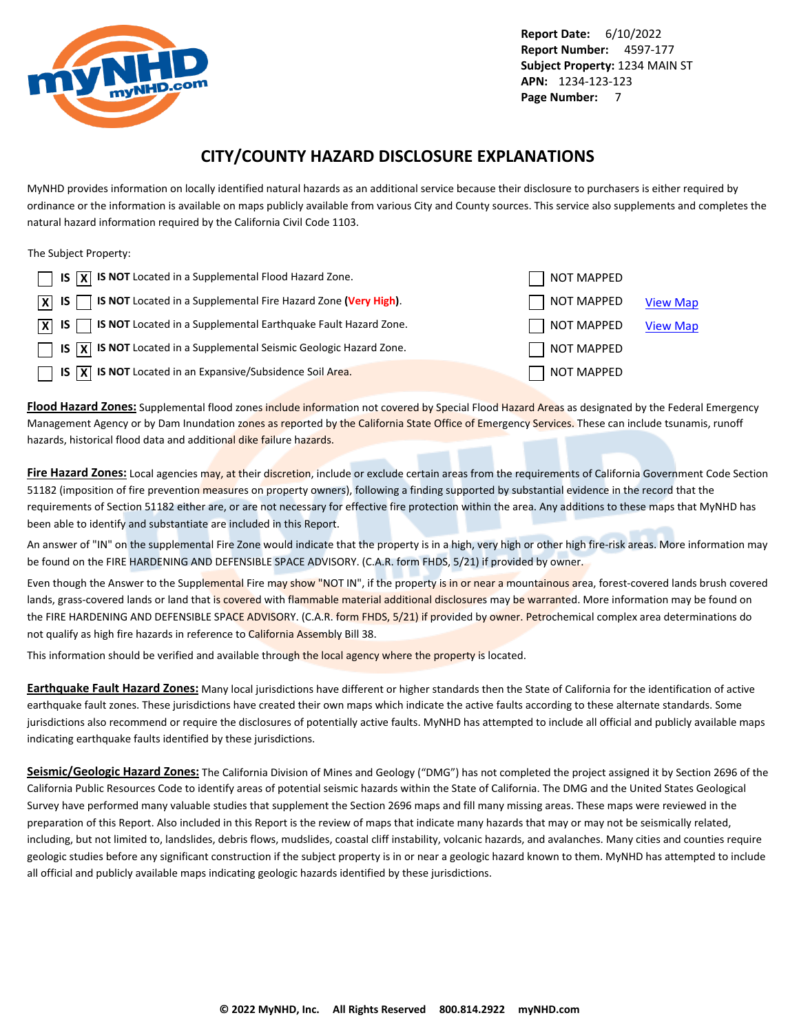Report Date: 6/10/2022
Report Number: 4597-177
Subject Property: 1234 MAIN ST
APN: 1234-123-123
Page Number: 7

# CITY/COUNTY HAZARD DISCLOSURE EXPLANATIONS

MyNHD provides information on locally identified natural hazards as an additional service because their disclosure to purchasers is either required by ordinance or the information is available on maps publicly available from various City and County sources. This service also supplements and completes the natural hazard information required by the California Civil Code 1103.

The Subject Property:

| IS | IS NOT | Hazard | NOT MAPPED | |
|---|---|---|---|---|
| [ ] | [X] | Located in a Supplemental Flood Hazard Zone. | [ ] | |
| [X] | [ ] | Located in a Supplemental Fire Hazard Zone **(Very High)**. | [ ] | View Map |
| [X] | [ ] | Located in a Supplemental Earthquake Fault Hazard Zone. | [ ] | View Map |
| [ ] | [X] | Located in a Supplemental Seismic Geologic Hazard Zone. | [ ] | |
| [ ] | [X] | Located in an Expansive/Subsidence Soil Area. | [ ] | |

**Flood Hazard Zones:** Supplemental flood zones include information not covered by Special Flood Hazard Areas as designated by the Federal Emergency Management Agency or by Dam Inundation zones as reported by the California State Office of Emergency Services. These can include tsunamis, runoff hazards, historical flood data and additional dike failure hazards.

**Fire Hazard Zones:** Local agencies may, at their discretion, include or exclude certain areas from the requirements of California Government Code Section 51182 (imposition of fire prevention measures on property owners), following a finding supported by substantial evidence in the record that the requirements of Section 51182 either are, or are not necessary for effective fire protection within the area. Any additions to these maps that MyNHD has been able to identify and substantiate are included in this Report.

An answer of "IN" on the supplemental Fire Zone would indicate that the property is in a high, very high or other high fire-risk areas. More information may be found on the FIRE HARDENING AND DEFENSIBLE SPACE ADVISORY. (C.A.R. form FHDS, 5/21) if provided by owner.

Even though the Answer to the Supplemental Fire may show "NOT IN", if the property is in or near a mountainous area, forest-covered lands brush covered lands, grass-covered lands or land that is covered with flammable material additional disclosures may be warranted. More information may be found on the FIRE HARDENING AND DEFENSIBLE SPACE ADVISORY. (C.A.R. form FHDS, 5/21) if provided by owner. Petrochemical complex area determinations do not qualify as high fire hazards in reference to California Assembly Bill 38.

This information should be verified and available through the local agency where the property is located.

**Earthquake Fault Hazard Zones:** Many local jurisdictions have different or higher standards then the State of California for the identification of active earthquake fault zones. These jurisdictions have created their own maps which indicate the active faults according to these alternate standards. Some jurisdictions also recommend or require the disclosures of potentially active faults. MyNHD has attempted to include all official and publicly available maps indicating earthquake faults identified by these jurisdictions.

**Seismic/Geologic Hazard Zones:** The California Division of Mines and Geology ("DMG") has not completed the project assigned it by Section 2696 of the California Public Resources Code to identify areas of potential seismic hazards within the State of California. The DMG and the United States Geological Survey have performed many valuable studies that supplement the Section 2696 maps and fill many missing areas. These maps were reviewed in the preparation of this Report. Also included in this Report is the review of maps that indicate many hazards that may or may not be seismically related, including, but not limited to, landslides, debris flows, mudslides, coastal cliff instability, volcanic hazards, and avalanches. Many cities and counties require geologic studies before any significant construction if the subject property is in or near a geologic hazard known to them. MyNHD has attempted to include all official and publicly available maps indicating geologic hazards identified by these jurisdictions.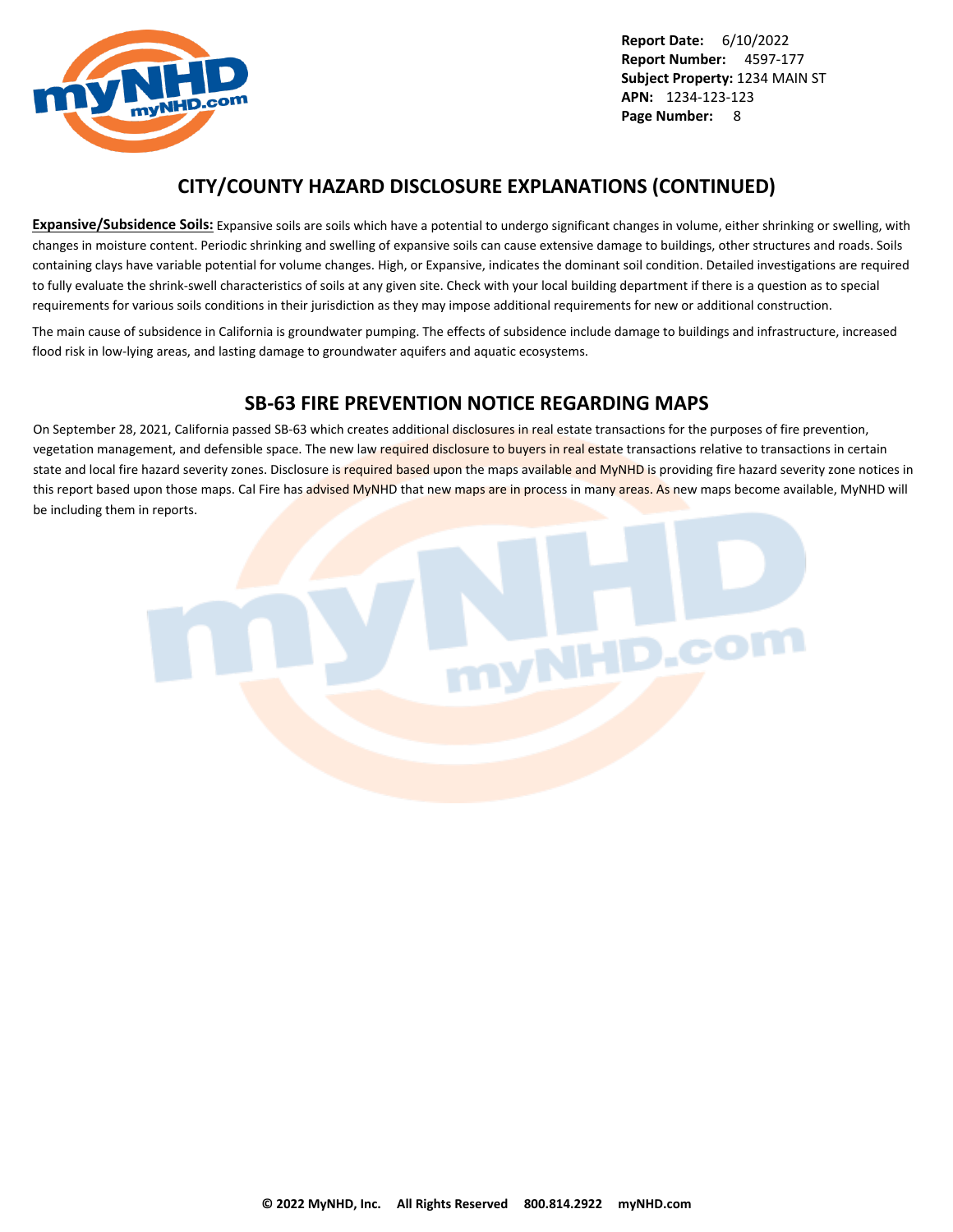## CITY/COUNTY HAZARD DISCLOSURE EXPLANATIONS (CONTINUED)

**Expansive/Subsidence Soils:** Expansive soils are soils which have a potential to undergo significant changes in volume, either shrinking or swelling, with changes in moisture content. Periodic shrinking and swelling of expansive soils can cause extensive damage to buildings, other structures and roads. Soils containing clays have variable potential for volume changes. High, or Expansive, indicates the dominant soil condition. Detailed investigations are required to fully evaluate the shrink-swell characteristics of soils at any given site. Check with your local building department if there is a question as to special requirements for various soils conditions in their jurisdiction as they may impose additional requirements for new or additional construction.

The main cause of subsidence in California is groundwater pumping. The effects of subsidence include damage to buildings and infrastructure, increased flood risk in low-lying areas, and lasting damage to groundwater aquifers and aquatic ecosystems.

## SB-63 FIRE PREVENTION NOTICE REGARDING MAPS

On September 28, 2021, California passed SB-63 which creates additional disclosures in real estate transactions for the purposes of fire prevention, vegetation management, and defensible space. The new law required disclosure to buyers in real estate transactions relative to transactions in certain state and local fire hazard severity zones. Disclosure is required based upon the maps available and MyNHD is providing fire hazard severity zone notices in this report based upon those maps. Cal Fire has advised MyNHD that new maps are in process in many areas. As new maps become available, MyNHD will be including them in reports.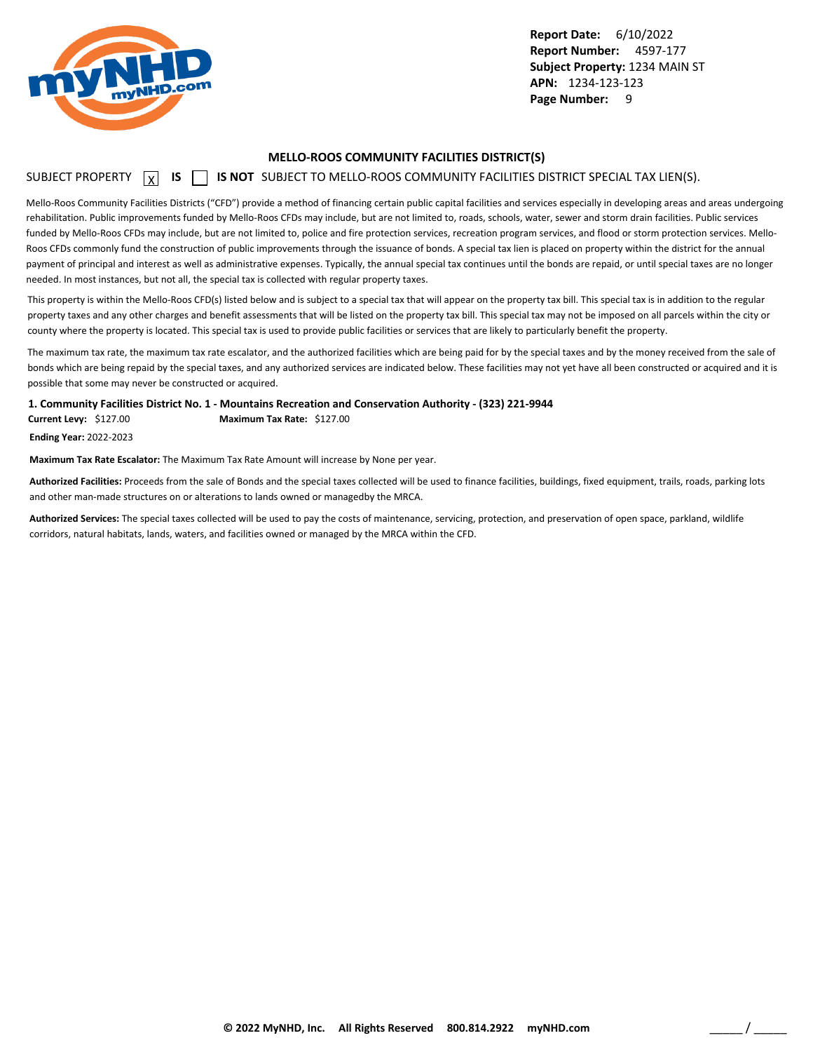**Report Date:** 6/10/2022
**Report Number:** 4597-177
**Subject Property:** 1234 MAIN ST
**APN:** 1234-123-123

## MELLO-ROOS COMMUNITY FACILITIES DISTRICT(S)

SUBJECT PROPERTY [X] **IS** [ ] **IS NOT** SUBJECT TO MELLO-ROOS COMMUNITY FACILITIES DISTRICT SPECIAL TAX LIEN(S).

Mello-Roos Community Facilities Districts ("CFD") provide a method of financing certain public capital facilities and services especially in developing areas and areas undergoing rehabilitation. Public improvements funded by Mello-Roos CFDs may include, but are not limited to, roads, schools, water, sewer and storm drain facilities. Public services funded by Mello-Roos CFDs may include, but are not limited to, police and fire protection services, recreation program services, and flood or storm protection services. Mello-Roos CFDs commonly fund the construction of public improvements through the issuance of bonds. A special tax lien is placed on property within the district for the annual payment of principal and interest as well as administrative expenses. Typically, the annual special tax continues until the bonds are repaid, or until special taxes are no longer needed. In most instances, but not all, the special tax is collected with regular property taxes.

This property is within the Mello-Roos CFD(s) listed below and is subject to a special tax that will appear on the property tax bill. This special tax is in addition to the regular property taxes and any other charges and benefit assessments that will be listed on the property tax bill. This special tax may not be imposed on all parcels within the city or county where the property is located. This special tax is used to provide public facilities or services that are likely to particularly benefit the property.

The maximum tax rate, the maximum tax rate escalator, and the authorized facilities which are being paid for by the special taxes and by the money received from the sale of bonds which are being repaid by the special taxes, and any authorized services are indicated below. These facilities may not yet have all been constructed or acquired and it is possible that some may never be constructed or acquired.

**1. Community Facilities District No. 1 - Mountains Recreation and Conservation Authority - (323) 221-9944**

**Current Levy:** $127.00 **Maximum Tax Rate:** $127.00

**Ending Year:** 2022-2023

**Maximum Tax Rate Escalator:** The Maximum Tax Rate Amount will increase by None per year.

**Authorized Facilities:** Proceeds from the sale of Bonds and the special taxes collected will be used to finance facilities, buildings, fixed equipment, trails, roads, parking lots and other man-made structures on or alterations to lands owned or managedby the MRCA.

**Authorized Services:** The special taxes collected will be used to pay the costs of maintenance, servicing, protection, and preservation of open space, parkland, wildlife corridors, natural habitats, lands, waters, and facilities owned or managed by the MRCA within the CFD.

**© 2022 MyNHD, Inc. All Rights Reserved 800.814.2922 myNHD.com** _____ / _____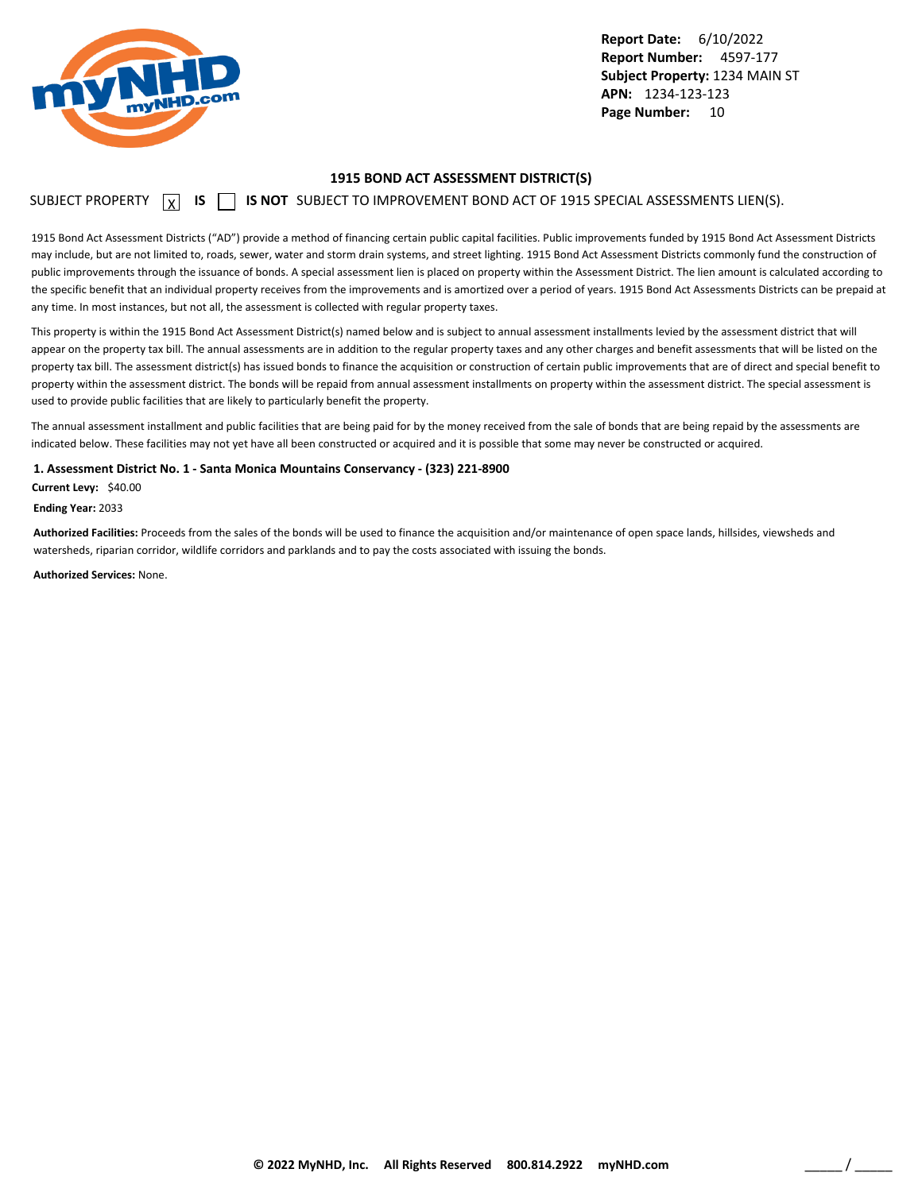## 1915 BOND ACT ASSESSMENT DISTRICT(S)

SUBJECT PROPERTY [X] **IS** [ ] **IS NOT** SUBJECT TO IMPROVEMENT BOND ACT OF 1915 SPECIAL ASSESSMENTS LIEN(S).

1915 Bond Act Assessment Districts ("AD") provide a method of financing certain public capital facilities. Public improvements funded by 1915 Bond Act Assessment Districts may include, but are not limited to, roads, sewer, water and storm drain systems, and street lighting. 1915 Bond Act Assessment Districts commonly fund the construction of public improvements through the issuance of bonds. A special assessment lien is placed on property within the Assessment District. The lien amount is calculated according to the specific benefit that an individual property receives from the improvements and is amortized over a period of years. 1915 Bond Act Assessments Districts can be prepaid at any time. In most instances, but not all, the assessment is collected with regular property taxes.

This property is within the 1915 Bond Act Assessment District(s) named below and is subject to annual assessment installments levied by the assessment district that will appear on the property tax bill. The annual assessments are in addition to the regular property taxes and any other charges and benefit assessments that will be listed on the property tax bill. The assessment district(s) has issued bonds to finance the acquisition or construction of certain public improvements that are of direct and special benefit to property within the assessment district. The bonds will be repaid from annual assessment installments on property within the assessment district. The special assessment is used to provide public facilities that are likely to particularly benefit the property.

The annual assessment installment and public facilities that are being paid for by the money received from the sale of bonds that are being repaid by the assessments are indicated below. These facilities may not yet have all been constructed or acquired and it is possible that some may never be constructed or acquired.

**1. Assessment District No. 1 - Santa Monica Mountains Conservancy - (323) 221-8900**

**Current Levy:** $40.00

**Ending Year:** 2033

**Authorized Facilities:** Proceeds from the sales of the bonds will be used to finance the acquisition and/or maintenance of open space lands, hillsides, viewsheds and watersheds, riparian corridor, wildlife corridors and parklands and to pay the costs associated with issuing the bonds.

**Authorized Services:** None.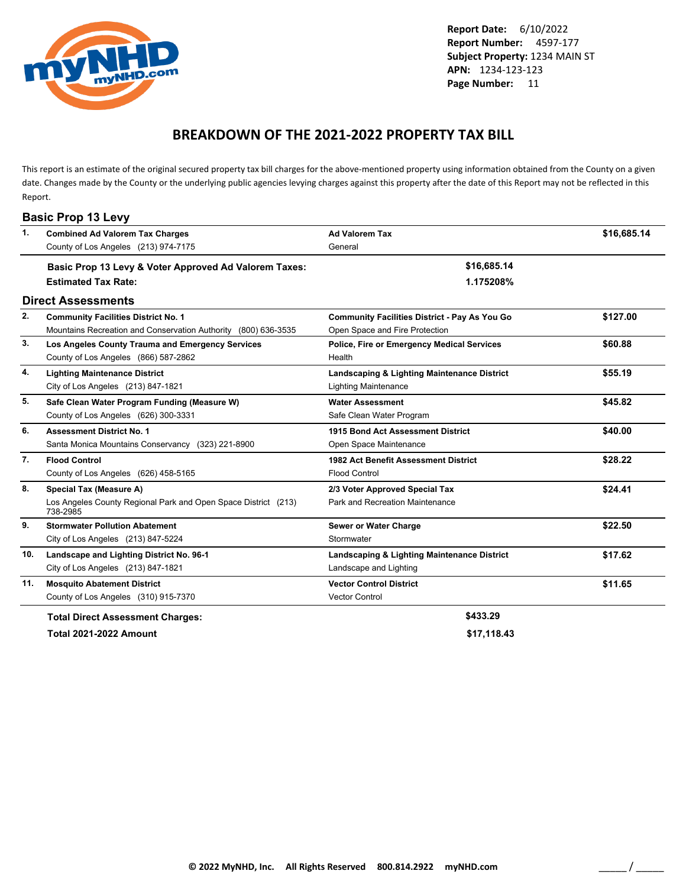**Report Date:** 6/10/2022
**Report Number:** 4597-177
**Subject Property:** 1234 MAIN ST
**APN:** 1234-123-123
**Page Number:** 11

# BREAKDOWN OF THE 2021-2022 PROPERTY TAX BILL

This report is an estimate of the original secured property tax bill charges for the above-mentioned property using information obtained from the County on a given date. Changes made by the County or the underlying public agencies levying charges against this property after the date of this Report may not be reflected in this Report.

## Basic Prop 13 Levy

| # | Agency | Type | Amount |
|---|---|---|---|
| 1. | **Combined Ad Valorem Tax Charges**<br>County of Los Angeles (213) 974-7175 | **Ad Valorem Tax**<br>General | **$16,685.14** |

**Basic Prop 13 Levy & Voter Approved Ad Valorem Taxes:** **$16,685.14**
**Estimated Tax Rate:** **1.175208%**

## Direct Assessments

| # | Agency | Type | Amount |
|---|---|---|---|
| 2. | **Community Facilities District No. 1**<br>Mountains Recreation and Conservation Authority (800) 636-3535 | **Community Facilities District - Pay As You Go**<br>Open Space and Fire Protection | **$127.00** |
| 3. | **Los Angeles County Trauma and Emergency Services**<br>County of Los Angeles (866) 587-2862 | **Police, Fire or Emergency Medical Services**<br>Health | **$60.88** |
| 4. | **Lighting Maintenance District**<br>City of Los Angeles (213) 847-1821 | **Landscaping & Lighting Maintenance District**<br>Lighting Maintenance | **$55.19** |
| 5. | **Safe Clean Water Program Funding (Measure W)**<br>County of Los Angeles (626) 300-3331 | **Water Assessment**<br>Safe Clean Water Program | **$45.82** |
| 6. | **Assessment District No. 1**<br>Santa Monica Mountains Conservancy (323) 221-8900 | **1915 Bond Act Assessment District**<br>Open Space Maintenance | **$40.00** |
| 7. | **Flood Control**<br>County of Los Angeles (626) 458-5165 | **1982 Act Benefit Assessment District**<br>Flood Control | **$28.22** |
| 8. | **Special Tax (Measure A)**<br>Los Angeles County Regional Park and Open Space District (213) 738-2985 | **2/3 Voter Approved Special Tax**<br>Park and Recreation Maintenance | **$24.41** |
| 9. | **Stormwater Pollution Abatement**<br>City of Los Angeles (213) 847-5224 | **Sewer or Water Charge**<br>Stormwater | **$22.50** |
| 10. | **Landscape and Lighting District No. 96-1**<br>City of Los Angeles (213) 847-1821 | **Landscaping & Lighting Maintenance District**<br>Landscape and Lighting | **$17.62** |
| 11. | **Mosquito Abatement District**<br>County of Los Angeles (310) 915-7370 | **Vector Control District**<br>Vector Control | **$11.65** |

**Total Direct Assessment Charges:** **$433.29**
**Total 2021-2022 Amount** **$17,118.43**

© 2022 MyNHD, Inc. All Rights Reserved 800.814.2922 myNHD.com

_____ / _____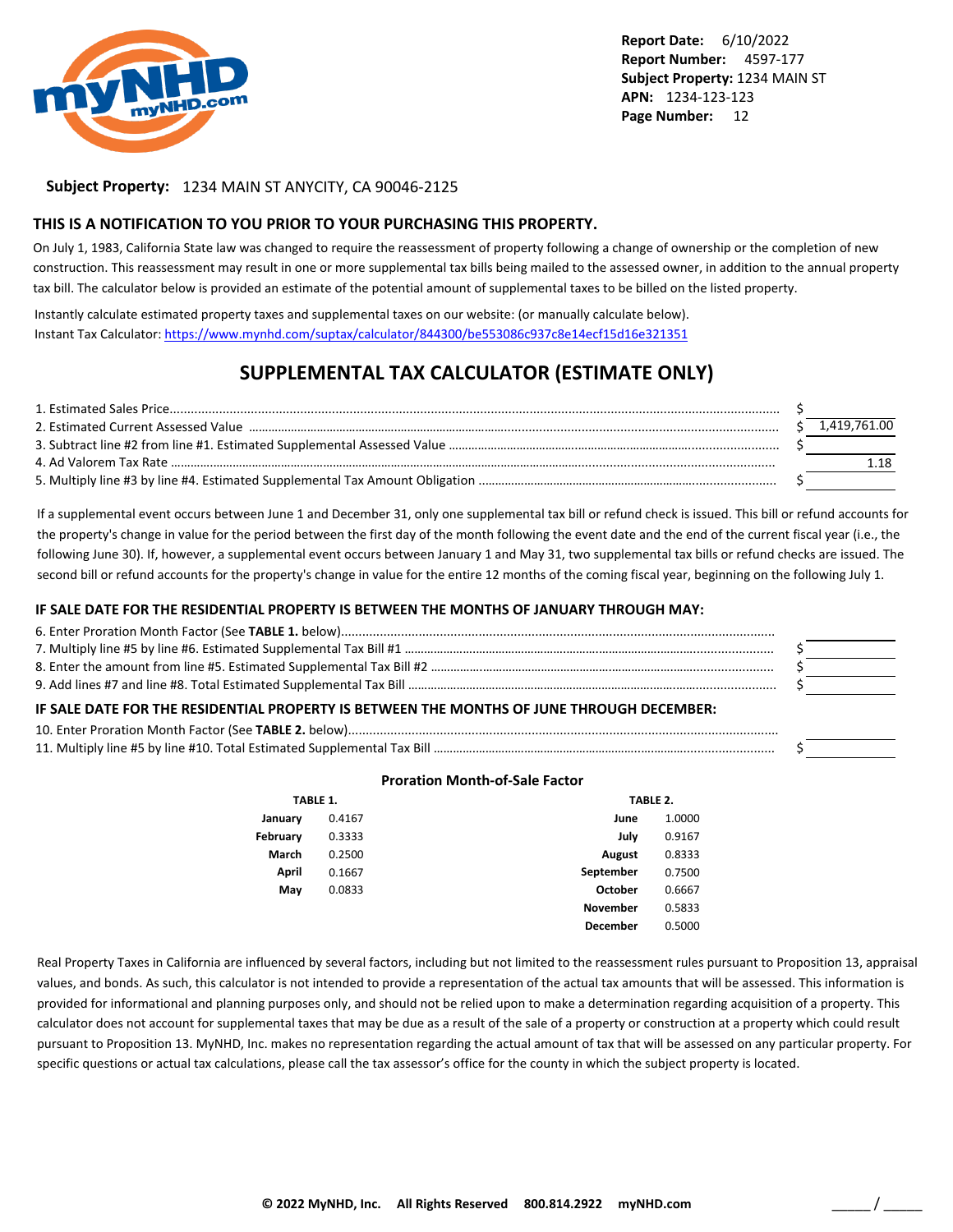**Report Date:** 6/10/2022
**Report Number:** 4597-177
**Subject Property:** 1234 MAIN ST
**APN:** 1234-123-123

**Subject Property:** 1234 MAIN ST ANYCITY, CA 90046-2125

## THIS IS A NOTIFICATION TO YOU PRIOR TO YOUR PURCHASING THIS PROPERTY.

On July 1, 1983, California State law was changed to require the reassessment of property following a change of ownership or the completion of new construction. This reassessment may result in one or more supplemental tax bills being mailed to the assessed owner, in addition to the annual property tax bill. The calculator below is provided an estimate of the potential amount of supplemental taxes to be billed on the listed property.

Instantly calculate estimated property taxes and supplemental taxes on our website: (or manually calculate below).
Instant Tax Calculator: https://www.mynhd.com/suptax/calculator/844300/be553086c937c8e14ecf15d16e321351

## SUPPLEMENTAL TAX CALCULATOR (ESTIMATE ONLY)

| | |
|---|---|
| 1. Estimated Sales Price | $ |
| 2. Estimated Current Assessed Value | $ 1,419,761.00 |
| 3. Subtract line #2 from line #1. Estimated Supplemental Assessed Value | $ |
| 4. Ad Valorem Tax Rate | 1.18 |
| 5. Multiply line #3 by line #4. Estimated Supplemental Tax Amount Obligation | $ |

If a supplemental event occurs between June 1 and December 31, only one supplemental tax bill or refund check is issued. This bill or refund accounts for the property's change in value for the period between the first day of the month following the event date and the end of the current fiscal year (i.e., the following June 30). If, however, a supplemental event occurs between January 1 and May 31, two supplemental tax bills or refund checks are issued. The second bill or refund accounts for the property's change in value for the entire 12 months of the coming fiscal year, beginning on the following July 1.

### IF SALE DATE FOR THE RESIDENTIAL PROPERTY IS BETWEEN THE MONTHS OF JANUARY THROUGH MAY:

| | |
|---|---|
| 6. Enter Proration Month Factor (See **TABLE 1.** below) | |
| 7. Multiply line #5 by line #6. Estimated Supplemental Tax Bill #1 | $ |
| 8. Enter the amount from line #5. Estimated Supplemental Tax Bill #2 | $ |
| 9. Add lines #7 and line #8. Total Estimated Supplemental Tax Bill | $ |

### IF SALE DATE FOR THE RESIDENTIAL PROPERTY IS BETWEEN THE MONTHS OF JUNE THROUGH DECEMBER:

| | |
|---|---|
| 10. Enter Proration Month Factor (See **TABLE 2.** below) | |
| 11. Multiply line #5 by line #10. Total Estimated Supplemental Tax Bill | $ |

### Proration Month-of-Sale Factor

**TABLE 1.**

| Month | Factor |
|---|---|
| January | 0.4167 |
| February | 0.3333 |
| March | 0.2500 |
| April | 0.1667 |
| May | 0.0833 |

**TABLE 2.**

| Month | Factor |
|---|---|
| June | 1.0000 |
| July | 0.9167 |
| August | 0.8333 |
| September | 0.7500 |
| October | 0.6667 |
| November | 0.5833 |
| December | 0.5000 |

Real Property Taxes in California are influenced by several factors, including but not limited to the reassessment rules pursuant to Proposition 13, appraisal values, and bonds. As such, this calculator is not intended to provide a representation of the actual tax amounts that will be assessed. This information is provided for informational and planning purposes only, and should not be relied upon to make a determination regarding acquisition of a property. This calculator does not account for supplemental taxes that may be due as a result of the sale of a property or construction at a property which could result pursuant to Proposition 13. MyNHD, Inc. makes no representation regarding the actual amount of tax that will be assessed on any particular property. For specific questions or actual tax calculations, please call the tax assessor's office for the county in which the subject property is located.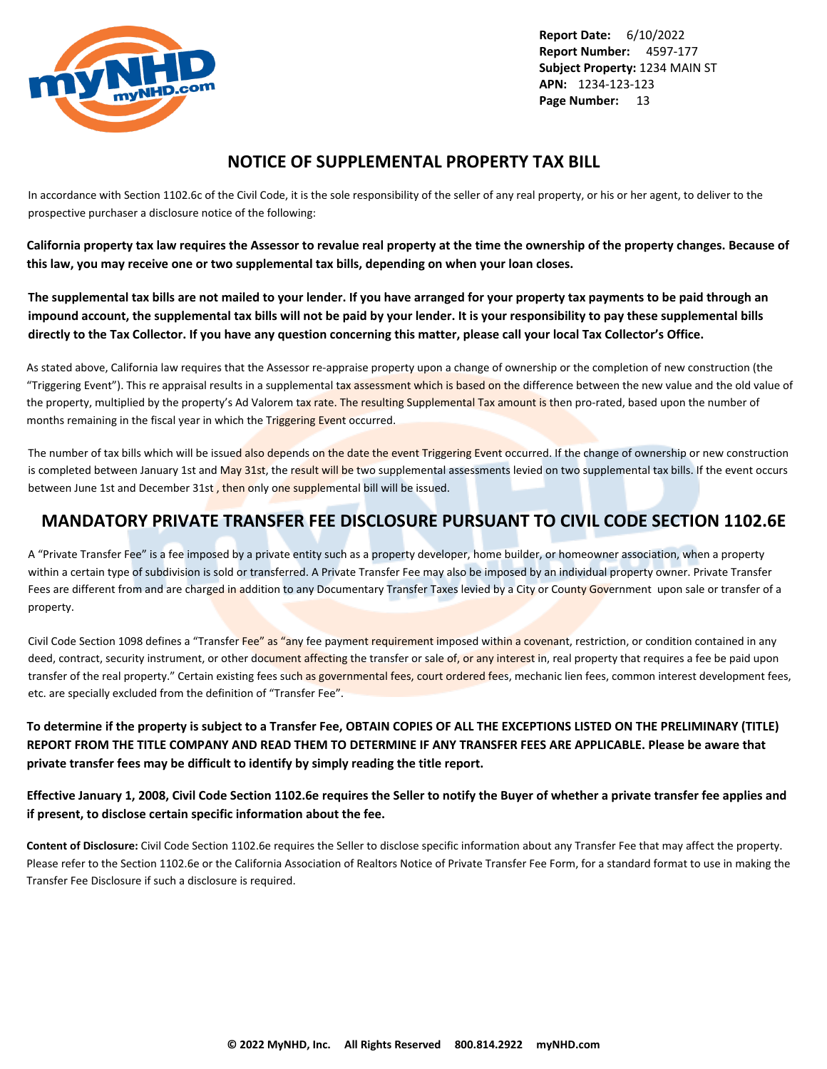## NOTICE OF SUPPLEMENTAL PROPERTY TAX BILL

In accordance with Section 1102.6c of the Civil Code, it is the sole responsibility of the seller of any real property, or his or her agent, to deliver to the prospective purchaser a disclosure notice of the following:

**California property tax law requires the Assessor to revalue real property at the time the ownership of the property changes. Because of this law, you may receive one or two supplemental tax bills, depending on when your loan closes.**

**The supplemental tax bills are not mailed to your lender. If you have arranged for your property tax payments to be paid through an impound account, the supplemental tax bills will not be paid by your lender. It is your responsibility to pay these supplemental bills directly to the Tax Collector. If you have any question concerning this matter, please call your local Tax Collector's Office.**

As stated above, California law requires that the Assessor re-appraise property upon a change of ownership or the completion of new construction (the "Triggering Event"). This re appraisal results in a supplemental tax assessment which is based on the difference between the new value and the old value of the property, multiplied by the property's Ad Valorem tax rate. The resulting Supplemental Tax amount is then pro-rated, based upon the number of months remaining in the fiscal year in which the Triggering Event occurred.

The number of tax bills which will be issued also depends on the date the event Triggering Event occurred. If the change of ownership or new construction is completed between January 1st and May 31st, the result will be two supplemental assessments levied on two supplemental tax bills. If the event occurs between June 1st and December 31st , then only one supplemental bill will be issued.

## MANDATORY PRIVATE TRANSFER FEE DISCLOSURE PURSUANT TO CIVIL CODE SECTION 1102.6E

A "Private Transfer Fee" is a fee imposed by a private entity such as a property developer, home builder, or homeowner association, when a property within a certain type of subdivision is sold or transferred. A Private Transfer Fee may also be imposed by an individual property owner. Private Transfer Fees are different from and are charged in addition to any Documentary Transfer Taxes levied by a City or County Government upon sale or transfer of a property.

Civil Code Section 1098 defines a "Transfer Fee" as "any fee payment requirement imposed within a covenant, restriction, or condition contained in any deed, contract, security instrument, or other document affecting the transfer or sale of, or any interest in, real property that requires a fee be paid upon transfer of the real property." Certain existing fees such as governmental fees, court ordered fees, mechanic lien fees, common interest development fees, etc. are specially excluded from the definition of "Transfer Fee".

**To determine if the property is subject to a Transfer Fee, OBTAIN COPIES OF ALL THE EXCEPTIONS LISTED ON THE PRELIMINARY (TITLE) REPORT FROM THE TITLE COMPANY AND READ THEM TO DETERMINE IF ANY TRANSFER FEES ARE APPLICABLE. Please be aware that private transfer fees may be difficult to identify by simply reading the title report.**

**Effective January 1, 2008, Civil Code Section 1102.6e requires the Seller to notify the Buyer of whether a private transfer fee applies and if present, to disclose certain specific information about the fee.**

**Content of Disclosure:** Civil Code Section 1102.6e requires the Seller to disclose specific information about any Transfer Fee that may affect the property. Please refer to the Section 1102.6e or the California Association of Realtors Notice of Private Transfer Fee Form, for a standard format to use in making the Transfer Fee Disclosure if such a disclosure is required.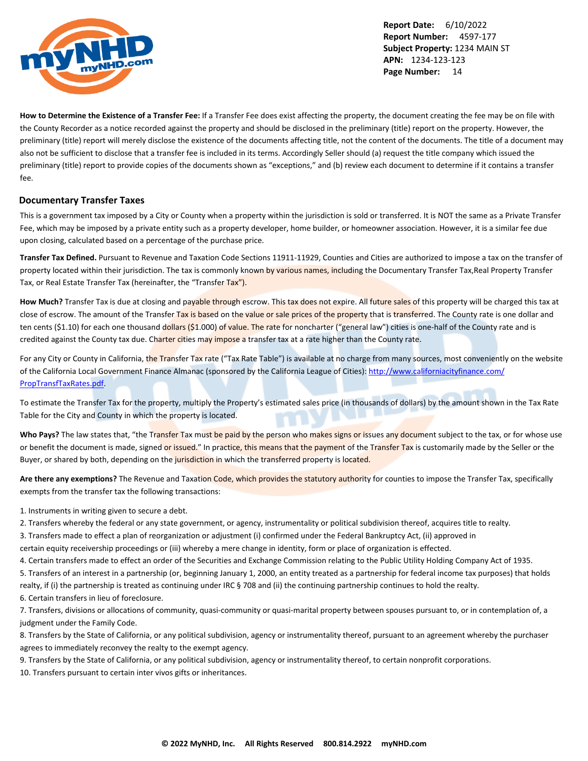**How to Determine the Existence of a Transfer Fee:** If a Transfer Fee does exist affecting the property, the document creating the fee may be on file with the County Recorder as a notice recorded against the property and should be disclosed in the preliminary (title) report on the property. However, the preliminary (title) report will merely disclose the existence of the documents affecting title, not the content of the documents. The title of a document may also not be sufficient to disclose that a transfer fee is included in its terms. Accordingly Seller should (a) request the title company which issued the preliminary (title) report to provide copies of the documents shown as "exceptions," and (b) review each document to determine if it contains a transfer fee.

## Documentary Transfer Taxes

This is a government tax imposed by a City or County when a property within the jurisdiction is sold or transferred. It is NOT the same as a Private Transfer Fee, which may be imposed by a private entity such as a property developer, home builder, or homeowner association. However, it is a similar fee due upon closing, calculated based on a percentage of the purchase price.

**Transfer Tax Defined.** Pursuant to Revenue and Taxation Code Sections 11911-11929, Counties and Cities are authorized to impose a tax on the transfer of property located within their jurisdiction. The tax is commonly known by various names, including the Documentary Transfer Tax,Real Property Transfer Tax, or Real Estate Transfer Tax (hereinafter, the "Transfer Tax").

**How Much?** Transfer Tax is due at closing and payable through escrow. This tax does not expire. All future sales of this property will be charged this tax at close of escrow. The amount of the Transfer Tax is based on the value or sale prices of the property that is transferred. The County rate is one dollar and ten cents ($1.10) for each one thousand dollars ($1.000) of value. The rate for noncharter ("general law") cities is one-half of the County rate and is credited against the County tax due. Charter cities may impose a transfer tax at a rate higher than the County rate.

For any City or County in California, the Transfer Tax rate ("Tax Rate Table") is available at no charge from many sources, most conveniently on the website of the California Local Government Finance Almanac (sponsored by the California League of Cities): http://www.californiacityfinance.com/PropTransfTaxRates.pdf.

To estimate the Transfer Tax for the property, multiply the Property's estimated sales price (in thousands of dollars) by the amount shown in the Tax Rate Table for the City and County in which the property is located.

**Who Pays?** The law states that, "the Transfer Tax must be paid by the person who makes signs or issues any document subject to the tax, or for whose use or benefit the document is made, signed or issued." In practice, this means that the payment of the Transfer Tax is customarily made by the Seller or the Buyer, or shared by both, depending on the jurisdiction in which the transferred property is located.

**Are there any exemptions?** The Revenue and Taxation Code, which provides the statutory authority for counties to impose the Transfer Tax, specifically exempts from the transfer tax the following transactions:

1. Instruments in writing given to secure a debt.
2. Transfers whereby the federal or any state government, or agency, instrumentality or political subdivision thereof, acquires title to realty.
3. Transfers made to effect a plan of reorganization or adjustment (i) confirmed under the Federal Bankruptcy Act, (ii) approved in certain equity receivership proceedings or (iii) whereby a mere change in identity, form or place of organization is effected.
4. Certain transfers made to effect an order of the Securities and Exchange Commission relating to the Public Utility Holding Company Act of 1935.
5. Transfers of an interest in a partnership (or, beginning January 1, 2000, an entity treated as a partnership for federal income tax purposes) that holds realty, if (i) the partnership is treated as continuing under IRC § 708 and (ii) the continuing partnership continues to hold the realty.
6. Certain transfers in lieu of foreclosure.
7. Transfers, divisions or allocations of community, quasi-community or quasi-marital property between spouses pursuant to, or in contemplation of, a judgment under the Family Code.
8. Transfers by the State of California, or any political subdivision, agency or instrumentality thereof, pursuant to an agreement whereby the purchaser agrees to immediately reconvey the realty to the exempt agency.
9. Transfers by the State of California, or any political subdivision, agency or instrumentality thereof, to certain nonprofit corporations.
10. Transfers pursuant to certain inter vivos gifts or inheritances.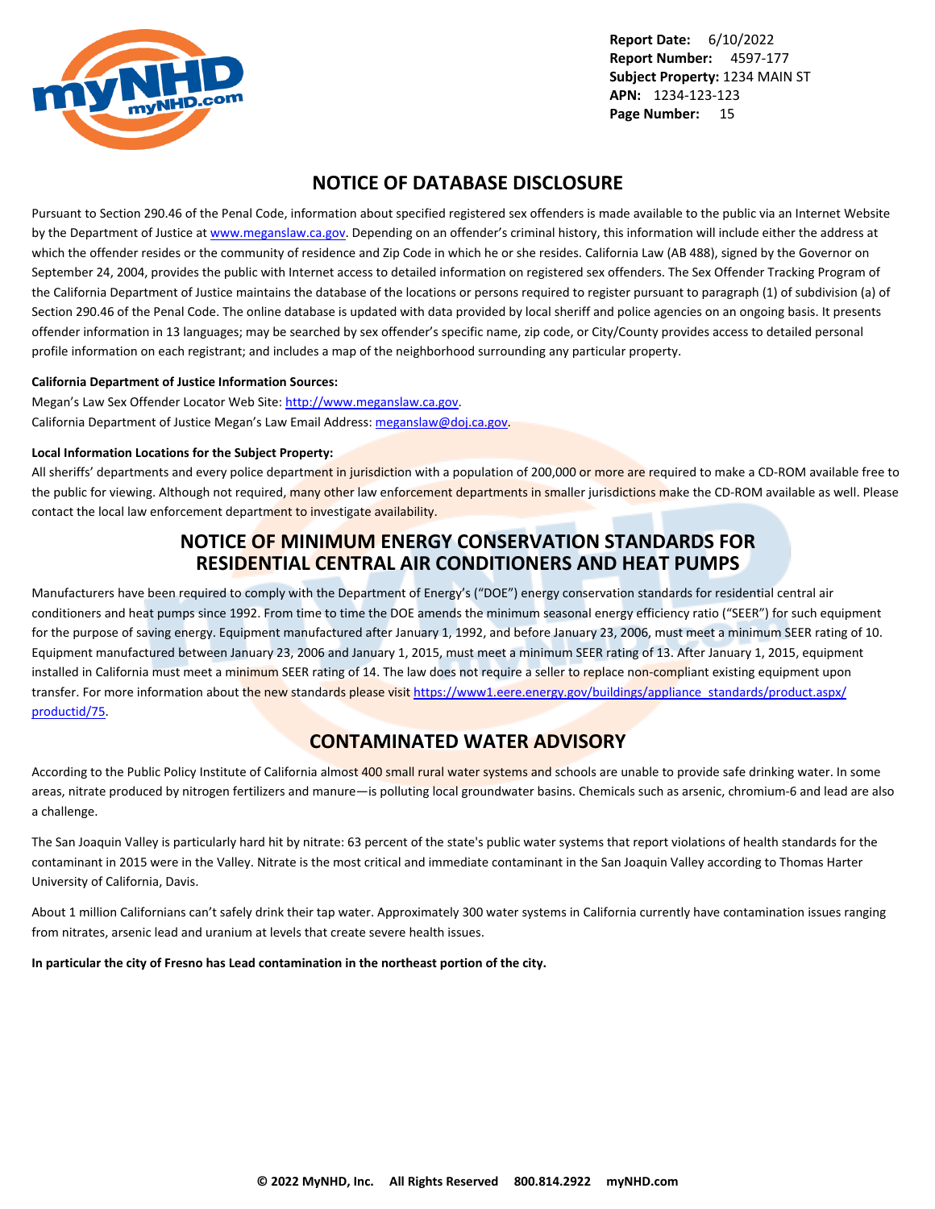## NOTICE OF DATABASE DISCLOSURE

Pursuant to Section 290.46 of the Penal Code, information about specified registered sex offenders is made available to the public via an Internet Website by the Department of Justice at www.meganslaw.ca.gov. Depending on an offender's criminal history, this information will include either the address at which the offender resides or the community of residence and Zip Code in which he or she resides. California Law (AB 488), signed by the Governor on September 24, 2004, provides the public with Internet access to detailed information on registered sex offenders. The Sex Offender Tracking Program of the California Department of Justice maintains the database of the locations or persons required to register pursuant to paragraph (1) of subdivision (a) of Section 290.46 of the Penal Code. The online database is updated with data provided by local sheriff and police agencies on an ongoing basis. It presents offender information in 13 languages; may be searched by sex offender's specific name, zip code, or City/County provides access to detailed personal profile information on each registrant; and includes a map of the neighborhood surrounding any particular property.

**California Department of Justice Information Sources:**

Megan's Law Sex Offender Locator Web Site: http://www.meganslaw.ca.gov.
California Department of Justice Megan's Law Email Address: meganslaw@doj.ca.gov.

**Local Information Locations for the Subject Property:**

All sheriffs' departments and every police department in jurisdiction with a population of 200,000 or more are required to make a CD-ROM available free to the public for viewing. Although not required, many other law enforcement departments in smaller jurisdictions make the CD-ROM available as well. Please contact the local law enforcement department to investigate availability.

## NOTICE OF MINIMUM ENERGY CONSERVATION STANDARDS FOR RESIDENTIAL CENTRAL AIR CONDITIONERS AND HEAT PUMPS

Manufacturers have been required to comply with the Department of Energy's ("DOE") energy conservation standards for residential central air conditioners and heat pumps since 1992. From time to time the DOE amends the minimum seasonal energy efficiency ratio ("SEER") for such equipment for the purpose of saving energy. Equipment manufactured after January 1, 1992, and before January 23, 2006, must meet a minimum SEER rating of 10. Equipment manufactured between January 23, 2006 and January 1, 2015, must meet a minimum SEER rating of 13. After January 1, 2015, equipment installed in California must meet a minimum SEER rating of 14. The law does not require a seller to replace non-compliant existing equipment upon transfer. For more information about the new standards please visit https://www1.eere.energy.gov/buildings/appliance_standards/product.aspx/productid/75.

## CONTAMINATED WATER ADVISORY

According to the Public Policy Institute of California almost 400 small rural water systems and schools are unable to provide safe drinking water. In some areas, nitrate produced by nitrogen fertilizers and manure—is polluting local groundwater basins. Chemicals such as arsenic, chromium-6 and lead are also a challenge.

The San Joaquin Valley is particularly hard hit by nitrate: 63 percent of the state's public water systems that report violations of health standards for the contaminant in 2015 were in the Valley. Nitrate is the most critical and immediate contaminant in the San Joaquin Valley according to Thomas Harter University of California, Davis.

About 1 million Californians can't safely drink their tap water. Approximately 300 water systems in California currently have contamination issues ranging from nitrates, arsenic lead and uranium at levels that create severe health issues.

**In particular the city of Fresno has Lead contamination in the northeast portion of the city.**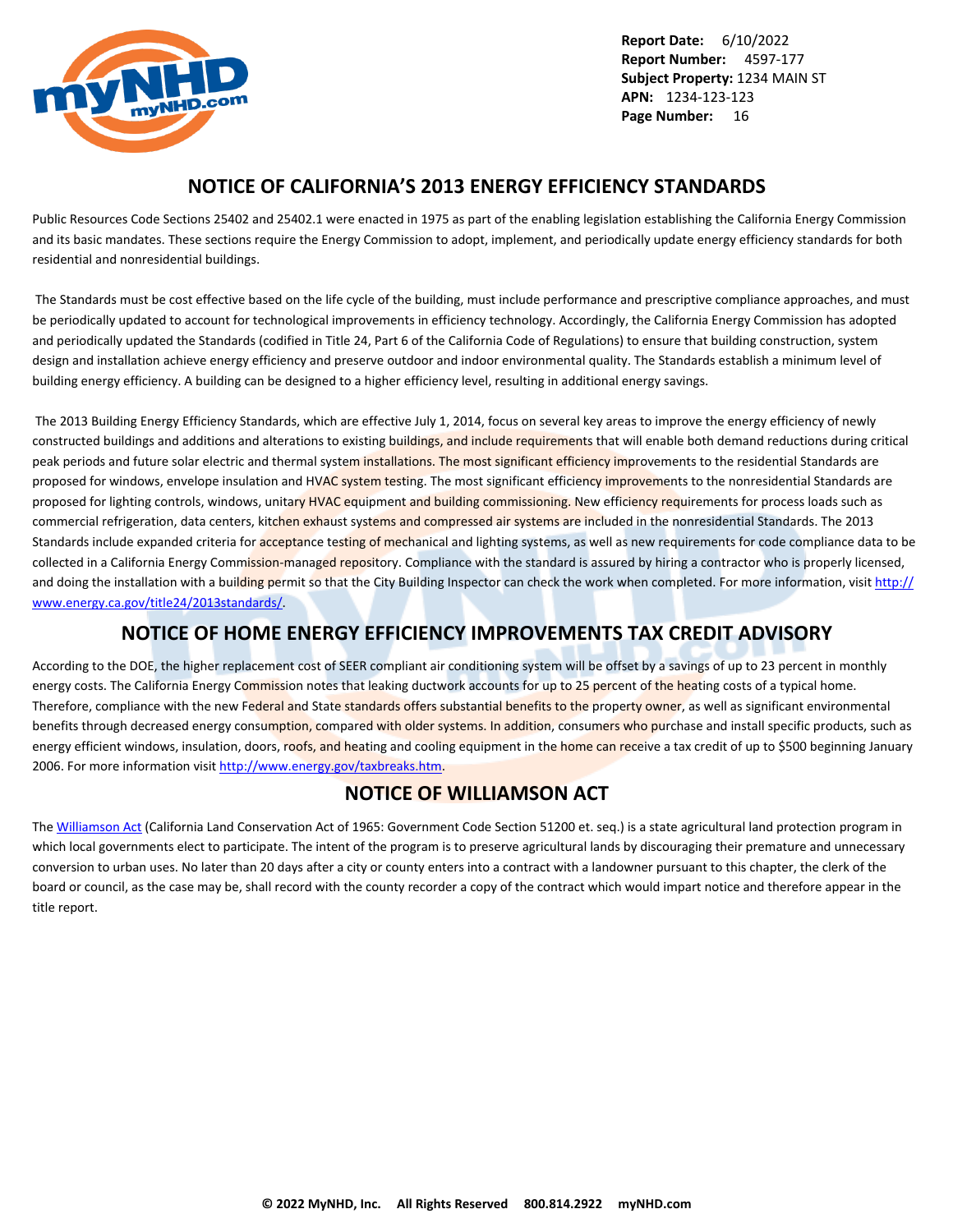## NOTICE OF CALIFORNIA'S 2013 ENERGY EFFICIENCY STANDARDS

Public Resources Code Sections 25402 and 25402.1 were enacted in 1975 as part of the enabling legislation establishing the California Energy Commission and its basic mandates. These sections require the Energy Commission to adopt, implement, and periodically update energy efficiency standards for both residential and nonresidential buildings.

The Standards must be cost effective based on the life cycle of the building, must include performance and prescriptive compliance approaches, and must be periodically updated to account for technological improvements in efficiency technology. Accordingly, the California Energy Commission has adopted and periodically updated the Standards (codified in Title 24, Part 6 of the California Code of Regulations) to ensure that building construction, system design and installation achieve energy efficiency and preserve outdoor and indoor environmental quality. The Standards establish a minimum level of building energy efficiency. A building can be designed to a higher efficiency level, resulting in additional energy savings.

The 2013 Building Energy Efficiency Standards, which are effective July 1, 2014, focus on several key areas to improve the energy efficiency of newly constructed buildings and additions and alterations to existing buildings, and include requirements that will enable both demand reductions during critical peak periods and future solar electric and thermal system installations. The most significant efficiency improvements to the residential Standards are proposed for windows, envelope insulation and HVAC system testing. The most significant efficiency improvements to the nonresidential Standards are proposed for lighting controls, windows, unitary HVAC equipment and building commissioning. New efficiency requirements for process loads such as commercial refrigeration, data centers, kitchen exhaust systems and compressed air systems are included in the nonresidential Standards. The 2013 Standards include expanded criteria for acceptance testing of mechanical and lighting systems, as well as new requirements for code compliance data to be collected in a California Energy Commission-managed repository. Compliance with the standard is assured by hiring a contractor who is properly licensed, and doing the installation with a building permit so that the City Building Inspector can check the work when completed. For more information, visit http://www.energy.ca.gov/title24/2013standards/.

## NOTICE OF HOME ENERGY EFFICIENCY IMPROVEMENTS TAX CREDIT ADVISORY

According to the DOE, the higher replacement cost of SEER compliant air conditioning system will be offset by a savings of up to 23 percent in monthly energy costs. The California Energy Commission notes that leaking ductwork accounts for up to 25 percent of the heating costs of a typical home. Therefore, compliance with the new Federal and State standards offers substantial benefits to the property owner, as well as significant environmental benefits through decreased energy consumption, compared with older systems. In addition, consumers who purchase and install specific products, such as energy efficient windows, insulation, doors, roofs, and heating and cooling equipment in the home can receive a tax credit of up to $500 beginning January 2006. For more information visit http://www.energy.gov/taxbreaks.htm.

## NOTICE OF WILLIAMSON ACT

The Williamson Act (California Land Conservation Act of 1965: Government Code Section 51200 et. seq.) is a state agricultural land protection program in which local governments elect to participate. The intent of the program is to preserve agricultural lands by discouraging their premature and unnecessary conversion to urban uses. No later than 20 days after a city or county enters into a contract with a landowner pursuant to this chapter, the clerk of the board or council, as the case may be, shall record with the county recorder a copy of the contract which would impart notice and therefore appear in the title report.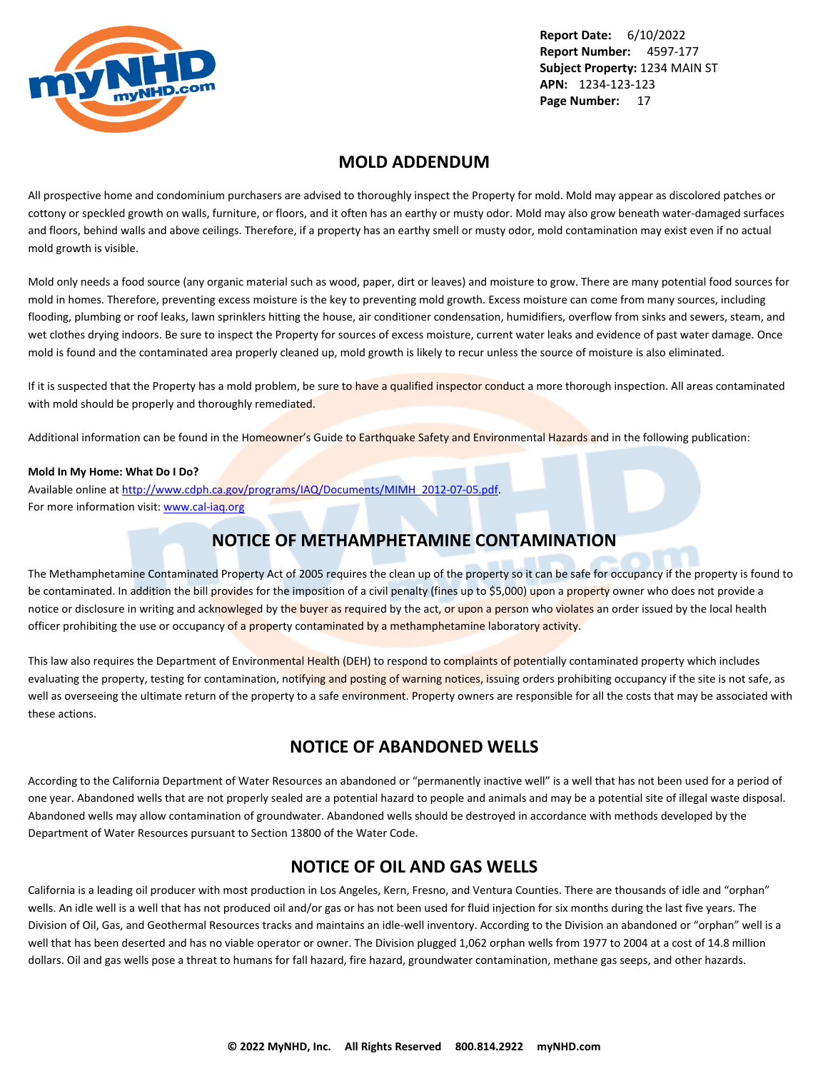## MOLD ADDENDUM

All prospective home and condominium purchasers are advised to thoroughly inspect the Property for mold. Mold may appear as discolored patches or cottony or speckled growth on walls, furniture, or floors, and it often has an earthy or musty odor. Mold may also grow beneath water-damaged surfaces and floors, behind walls and above ceilings. Therefore, if a property has an earthy smell or musty odor, mold contamination may exist even if no actual mold growth is visible.

Mold only needs a food source (any organic material such as wood, paper, dirt or leaves) and moisture to grow. There are many potential food sources for mold in homes. Therefore, preventing excess moisture is the key to preventing mold growth. Excess moisture can come from many sources, including flooding, plumbing or roof leaks, lawn sprinklers hitting the house, air conditioner condensation, humidifiers, overflow from sinks and sewers, steam, and wet clothes drying indoors. Be sure to inspect the Property for sources of excess moisture, current water leaks and evidence of past water damage. Once mold is found and the contaminated area properly cleaned up, mold growth is likely to recur unless the source of moisture is also eliminated.

If it is suspected that the Property has a mold problem, be sure to have a qualified inspector conduct a more thorough inspection. All areas contaminated with mold should be properly and thoroughly remediated.

Additional information can be found in the Homeowner's Guide to Earthquake Safety and Environmental Hazards and in the following publication:

**Mold In My Home: What Do I Do?**
Available online at [http://www.cdph.ca.gov/programs/IAQ/Documents/MIMH_2012-07-05.pdf](http://www.cdph.ca.gov/programs/IAQ/Documents/MIMH_2012-07-05.pdf).
For more information visit: [www.cal-iaq.org](www.cal-iaq.org)

## NOTICE OF METHAMPHETAMINE CONTAMINATION

The Methamphetamine Contaminated Property Act of 2005 requires the clean up of the property so it can be safe for occupancy if the property is found to be contaminated. In addition the bill provides for the imposition of a civil penalty (fines up to $5,000) upon a property owner who does not provide a notice or disclosure in writing and acknowleged by the buyer as required by the act, or upon a person who violates an order issued by the local health officer prohibiting the use or occupancy of a property contaminated by a methamphetamine laboratory activity.

This law also requires the Department of Environmental Health (DEH) to respond to complaints of potentially contaminated property which includes evaluating the property, testing for contamination, notifying and posting of warning notices, issuing orders prohibiting occupancy if the site is not safe, as well as overseeing the ultimate return of the property to a safe environment. Property owners are responsible for all the costs that may be associated with these actions.

## NOTICE OF ABANDONED WELLS

According to the California Department of Water Resources an abandoned or "permanently inactive well" is a well that has not been used for a period of one year. Abandoned wells that are not properly sealed are a potential hazard to people and animals and may be a potential site of illegal waste disposal. Abandoned wells may allow contamination of groundwater. Abandoned wells should be destroyed in accordance with methods developed by the Department of Water Resources pursuant to Section 13800 of the Water Code.

## NOTICE OF OIL AND GAS WELLS

California is a leading oil producer with most production in Los Angeles, Kern, Fresno, and Ventura Counties. There are thousands of idle and "orphan" wells. An idle well is a well that has not produced oil and/or gas or has not been used for fluid injection for six months during the last five years. The Division of Oil, Gas, and Geothermal Resources tracks and maintains an idle-well inventory. According to the Division an abandoned or "orphan" well is a well that has been deserted and has no viable operator or owner. The Division plugged 1,062 orphan wells from 1977 to 2004 at a cost of 14.8 million dollars. Oil and gas wells pose a threat to humans for fall hazard, fire hazard, groundwater contamination, methane gas seeps, and other hazards.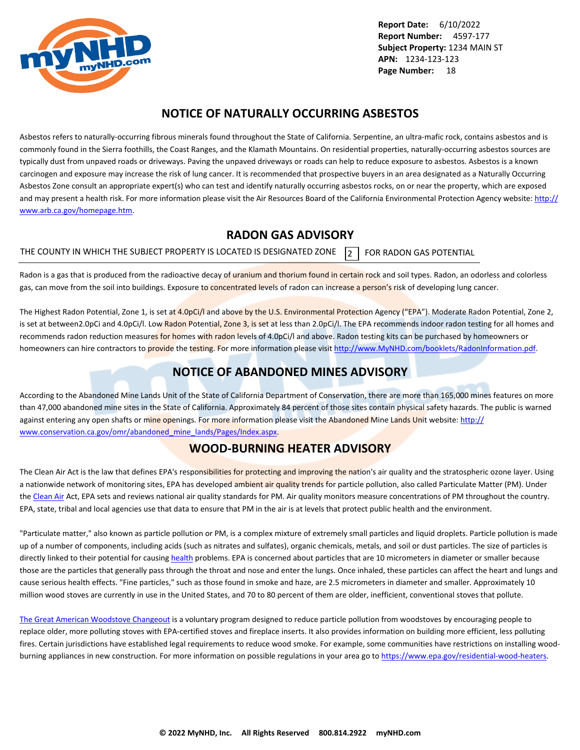## NOTICE OF NATURALLY OCCURRING ASBESTOS

Asbestos refers to naturally-occurring fibrous minerals found throughout the State of California. Serpentine, an ultra-mafic rock, contains asbestos and is commonly found in the Sierra foothills, the Coast Ranges, and the Klamath Mountains. On residential properties, naturally-occurring asbestos sources are typically dust from unpaved roads or driveways. Paving the unpaved driveways or roads can help to reduce exposure to asbestos. Asbestos is a known carcinogen and exposure may increase the risk of lung cancer. It is recommended that prospective buyers in an area designated as a Naturally Occurring Asbestos Zone consult an appropriate expert(s) who can test and identify naturally occurring asbestos rocks, on or near the property, which are exposed and may present a health risk. For more information please visit the Air Resources Board of the California Environmental Protection Agency website: http://www.arb.ca.gov/homepage.htm.

## RADON GAS ADVISORY

THE COUNTY IN WHICH THE SUBJECT PROPERTY IS LOCATED IS DESIGNATED ZONE 2 FOR RADON GAS POTENTIAL

Radon is a gas that is produced from the radioactive decay of uranium and thorium found in certain rock and soil types. Radon, an odorless and colorless gas, can move from the soil into buildings. Exposure to concentrated levels of radon can increase a person's risk of developing lung cancer.

The Highest Radon Potential, Zone 1, is set at 4.0pCi/l and above by the U.S. Environmental Protection Agency ("EPA"). Moderate Radon Potential, Zone 2, is set at between2.0pCi and 4.0pCi/l. Low Radon Potential, Zone 3, is set at less than 2.0pCi/l. The EPA recommends indoor radon testing for all homes and recommends radon reduction measures for homes with radon levels of 4.0pCi/l and above. Radon testing kits can be purchased by homeowners or homeowners can hire contractors to provide the testing. For more information please visit http://www.MyNHD.com/booklets/RadonInformation.pdf.

## NOTICE OF ABANDONED MINES ADVISORY

According to the Abandoned Mine Lands Unit of the State of California Department of Conservation, there are more than 165,000 mines features on more than 47,000 abandoned mine sites in the State of California. Approximately 84 percent of those sites contain physical safety hazards. The public is warned against entering any open shafts or mine openings. For more information please visit the Abandoned Mine Lands Unit website: http://www.conservation.ca.gov/omr/abandoned_mine_lands/Pages/Index.aspx.

## WOOD-BURNING HEATER ADVISORY

The Clean Air Act is the law that defines EPA's responsibilities for protecting and improving the nation's air quality and the stratospheric ozone layer. Using a nationwide network of monitoring sites, EPA has developed ambient air quality trends for particle pollution, also called Particulate Matter (PM). Under the Clean Air Act, EPA sets and reviews national air quality standards for PM. Air quality monitors measure concentrations of PM throughout the country. EPA, state, tribal and local agencies use that data to ensure that PM in the air is at levels that protect public health and the environment.

"Particulate matter," also known as particle pollution or PM, is a complex mixture of extremely small particles and liquid droplets. Particle pollution is made up of a number of components, including acids (such as nitrates and sulfates), organic chemicals, metals, and soil or dust particles. The size of particles is directly linked to their potential for causing health problems. EPA is concerned about particles that are 10 micrometers in diameter or smaller because those are the particles that generally pass through the throat and nose and enter the lungs. Once inhaled, these particles can affect the heart and lungs and cause serious health effects. "Fine particles," such as those found in smoke and haze, are 2.5 micrometers in diameter and smaller. Approximately 10 million wood stoves are currently in use in the United States, and 70 to 80 percent of them are older, inefficient, conventional stoves that pollute.

The Great American Woodstove Changeout is a voluntary program designed to reduce particle pollution from woodstoves by encouraging people to replace older, more polluting stoves with EPA-certified stoves and fireplace inserts. It also provides information on building more efficient, less polluting fires. Certain jurisdictions have established legal requirements to reduce wood smoke. For example, some communities have restrictions on installing wood-burning appliances in new construction. For more information on possible regulations in your area go to https://www.epa.gov/residential-wood-heaters.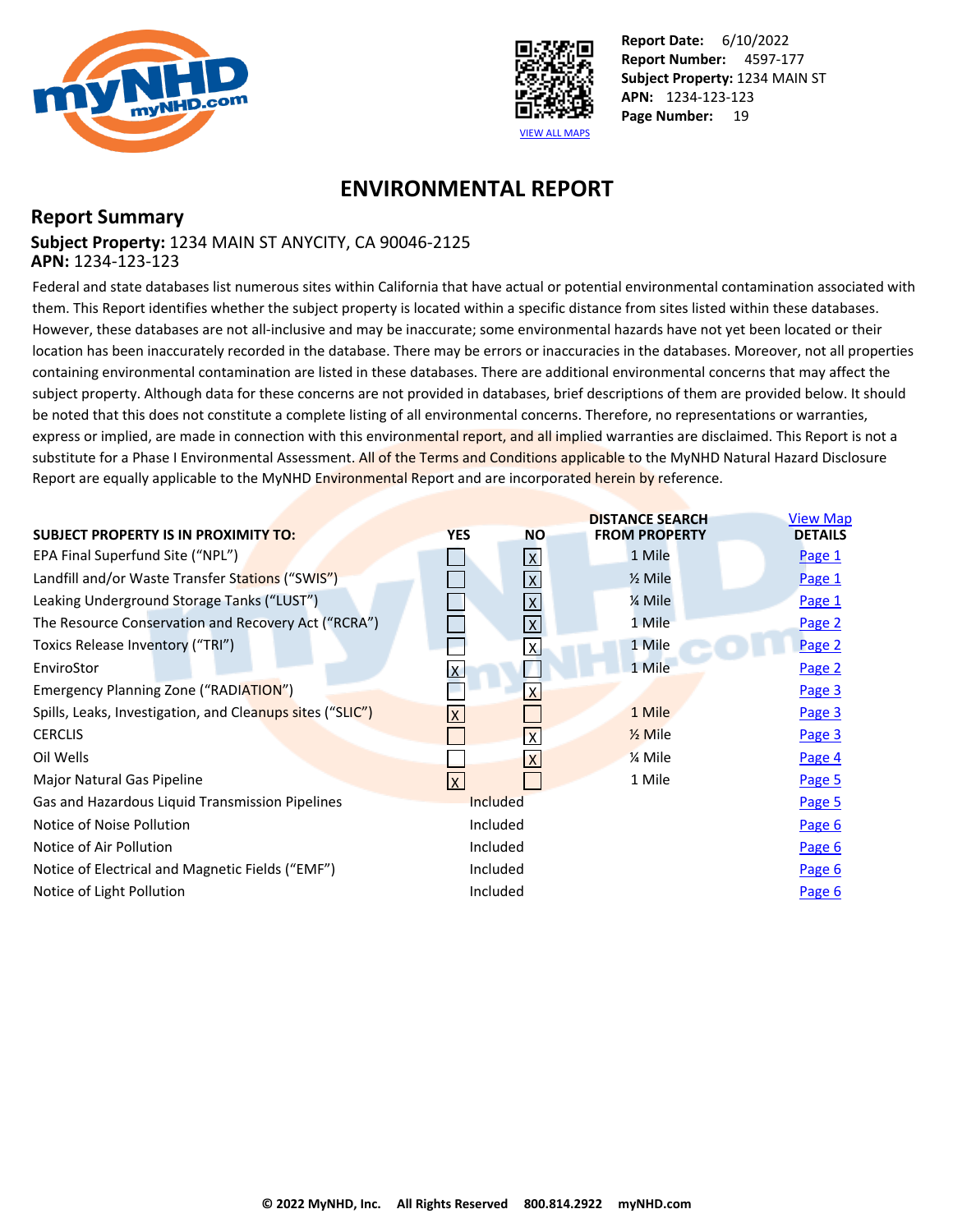Report Date: 6/10/2022
Report Number: 4597-177
Subject Property: 1234 MAIN ST
APN: 1234-123-123
Page Number: 19

VIEW ALL MAPS

# ENVIRONMENTAL REPORT

## Report Summary

**Subject Property:** 1234 MAIN ST ANYCITY, CA 90046-2125
**APN:** 1234-123-123

Federal and state databases list numerous sites within California that have actual or potential environmental contamination associated with them. This Report identifies whether the subject property is located within a specific distance from sites listed within these databases. However, these databases are not all-inclusive and may be inaccurate; some environmental hazards have not yet been located or their location has been inaccurately recorded in the database. There may be errors or inaccuracies in the databases. Moreover, not all properties containing environmental contamination are listed in these databases. There are additional environmental concerns that may affect the subject property. Although data for these concerns are not provided in databases, brief descriptions of them are provided below. It should be noted that this does not constitute a complete listing of all environmental concerns. Therefore, no representations or warranties, express or implied, are made in connection with this environmental report, and all implied warranties are disclaimed. This Report is not a substitute for a Phase I Environmental Assessment. All of the Terms and Conditions applicable to the MyNHD Natural Hazard Disclosure Report are equally applicable to the MyNHD Environmental Report and are incorporated herein by reference.

| SUBJECT PROPERTY IS IN PROXIMITY TO: | YES | NO | DISTANCE SEARCH FROM PROPERTY | View Map DETAILS |
|---|---|---|---|---|
| EPA Final Superfund Site ("NPL") | | X | 1 Mile | Page 1 |
| Landfill and/or Waste Transfer Stations ("SWIS") | | X | ½ Mile | Page 1 |
| Leaking Underground Storage Tanks ("LUST") | | X | ¼ Mile | Page 1 |
| The Resource Conservation and Recovery Act ("RCRA") | | X | 1 Mile | Page 2 |
| Toxics Release Inventory ("TRI") | | X | 1 Mile | Page 2 |
| EnviroStor | X | | 1 Mile | Page 2 |
| Emergency Planning Zone ("RADIATION") | | X | | Page 3 |
| Spills, Leaks, Investigation, and Cleanups sites ("SLIC") | X | | 1 Mile | Page 3 |
| CERCLIS | | X | ½ Mile | Page 3 |
| Oil Wells | | X | ¼ Mile | Page 4 |
| Major Natural Gas Pipeline | X | | 1 Mile | Page 5 |
| Gas and Hazardous Liquid Transmission Pipelines | Included | | | Page 5 |
| Notice of Noise Pollution | Included | | | Page 6 |
| Notice of Air Pollution | Included | | | Page 6 |
| Notice of Electrical and Magnetic Fields ("EMF") | Included | | | Page 6 |
| Notice of Light Pollution | Included | | | Page 6 |

© 2022 MyNHD, Inc. All Rights Reserved 800.814.2922 myNHD.com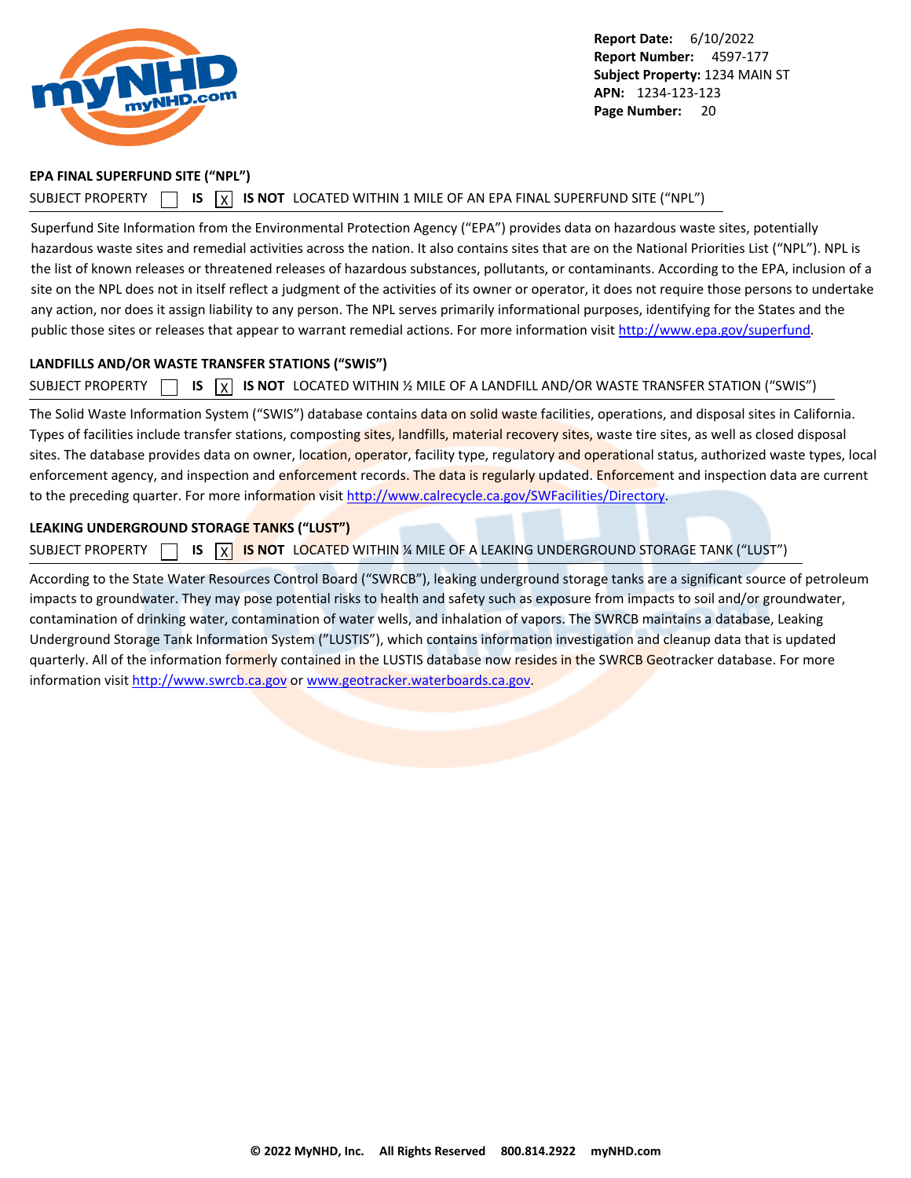**EPA FINAL SUPERFUND SITE ("NPL")**

SUBJECT PROPERTY ☐ **IS** ☒ **IS NOT** LOCATED WITHIN 1 MILE OF AN EPA FINAL SUPERFUND SITE ("NPL")

Superfund Site Information from the Environmental Protection Agency ("EPA") provides data on hazardous waste sites, potentially hazardous waste sites and remedial activities across the nation. It also contains sites that are on the National Priorities List ("NPL"). NPL is the list of known releases or threatened releases of hazardous substances, pollutants, or contaminants. According to the EPA, inclusion of a site on the NPL does not in itself reflect a judgment of the activities of its owner or operator, it does not require those persons to undertake any action, nor does it assign liability to any person. The NPL serves primarily informational purposes, identifying for the States and the public those sites or releases that appear to warrant remedial actions. For more information visit http://www.epa.gov/superfund.

**LANDFILLS AND/OR WASTE TRANSFER STATIONS ("SWIS")**

SUBJECT PROPERTY ☐ **IS** ☒ **IS NOT** LOCATED WITHIN ½ MILE OF A LANDFILL AND/OR WASTE TRANSFER STATION ("SWIS")

The Solid Waste Information System ("SWIS") database contains data on solid waste facilities, operations, and disposal sites in California. Types of facilities include transfer stations, composting sites, landfills, material recovery sites, waste tire sites, as well as closed disposal sites. The database provides data on owner, location, operator, facility type, regulatory and operational status, authorized waste types, local enforcement agency, and inspection and enforcement records. The data is regularly updated. Enforcement and inspection data are current to the preceding quarter. For more information visit http://www.calrecycle.ca.gov/SWFacilities/Directory.

**LEAKING UNDERGROUND STORAGE TANKS ("LUST")**

SUBJECT PROPERTY ☐ **IS** ☒ **IS NOT** LOCATED WITHIN ¼ MILE OF A LEAKING UNDERGROUND STORAGE TANK ("LUST")

According to the State Water Resources Control Board ("SWRCB"), leaking underground storage tanks are a significant source of petroleum impacts to groundwater. They may pose potential risks to health and safety such as exposure from impacts to soil and/or groundwater, contamination of drinking water, contamination of water wells, and inhalation of vapors. The SWRCB maintains a database, Leaking Underground Storage Tank Information System ("LUSTIS"), which contains information investigation and cleanup data that is updated quarterly. All of the information formerly contained in the LUSTIS database now resides in the SWRCB Geotracker database. For more information visit http://www.swrcb.ca.gov or www.geotracker.waterboards.ca.gov.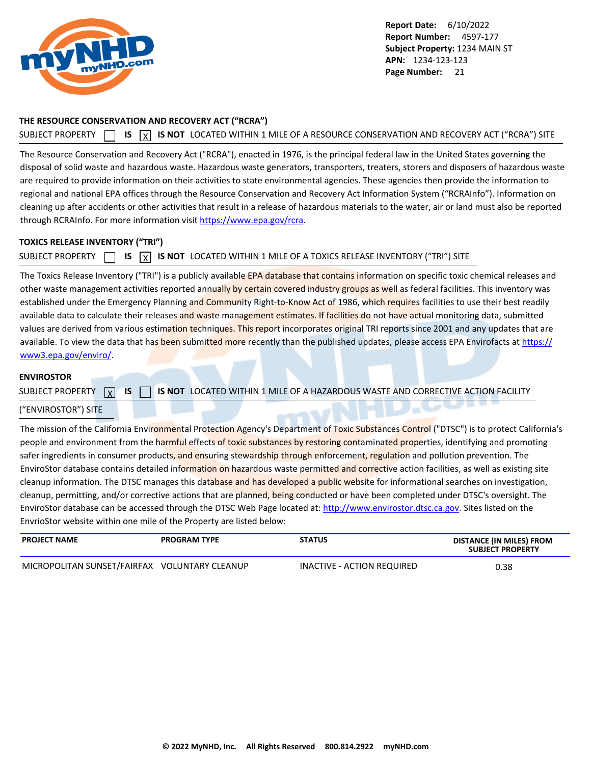## THE RESOURCE CONSERVATION AND RECOVERY ACT ("RCRA")

SUBJECT PROPERTY ☐ **IS** ☒ **IS NOT** LOCATED WITHIN 1 MILE OF A RESOURCE CONSERVATION AND RECOVERY ACT ("RCRA") SITE

The Resource Conservation and Recovery Act ("RCRA"), enacted in 1976, is the principal federal law in the United States governing the disposal of solid waste and hazardous waste. Hazardous waste generators, transporters, treaters, storers and disposers of hazardous waste are required to provide information on their activities to state environmental agencies. These agencies then provide the information to regional and national EPA offices through the Resource Conservation and Recovery Act Information System ("RCRAInfo"). Information on cleaning up after accidents or other activities that result in a release of hazardous materials to the water, air or land must also be reported through RCRAInfo. For more information visit https://www.epa.gov/rcra.

## TOXICS RELEASE INVENTORY ("TRI")

SUBJECT PROPERTY ☐ **IS** ☒ **IS NOT** LOCATED WITHIN 1 MILE OF A TOXICS RELEASE INVENTORY ("TRI") SITE

The Toxics Release Inventory ("TRI") is a publicly available EPA database that contains information on specific toxic chemical releases and other waste management activities reported annually by certain covered industry groups as well as federal facilities. This inventory was established under the Emergency Planning and Community Right-to-Know Act of 1986, which requires facilities to use their best readily available data to calculate their releases and waste management estimates. If facilities do not have actual monitoring data, submitted values are derived from various estimation techniques. This report incorporates original TRI reports since 2001 and any updates that are available. To view the data that has been submitted more recently than the published updates, please access EPA Envirofacts at https://www3.epa.gov/enviro/.

## ENVIROSTOR

SUBJECT PROPERTY ☒ **IS** ☐ **IS NOT** LOCATED WITHIN 1 MILE OF A HAZARDOUS WASTE AND CORRECTIVE ACTION FACILITY ("ENVIROSTOR") SITE

The mission of the California Environmental Protection Agency's Department of Toxic Substances Control ("DTSC") is to protect California's people and environment from the harmful effects of toxic substances by restoring contaminated properties, identifying and promoting safer ingredients in consumer products, and ensuring stewardship through enforcement, regulation and pollution prevention. The EnviroStor database contains detailed information on hazardous waste permitted and corrective action facilities, as well as existing site cleanup information. The DTSC manages this database and has developed a public website for informational searches on investigation, cleanup, permitting, and/or corrective actions that are planned, being conducted or have been completed under DTSC's oversight. The EnviroStor database can be accessed through the DTSC Web Page located at: http://www.envirostor.dtsc.ca.gov. Sites listed on the EnvrioStor website within one mile of the Property are listed below:

| PROJECT NAME | PROGRAM TYPE | STATUS | DISTANCE (IN MILES) FROM SUBJECT PROPERTY |
|---|---|---|---|
| MICROPOLITAN SUNSET/FAIRFAX | VOLUNTARY CLEANUP | INACTIVE - ACTION REQUIRED | 0.38 |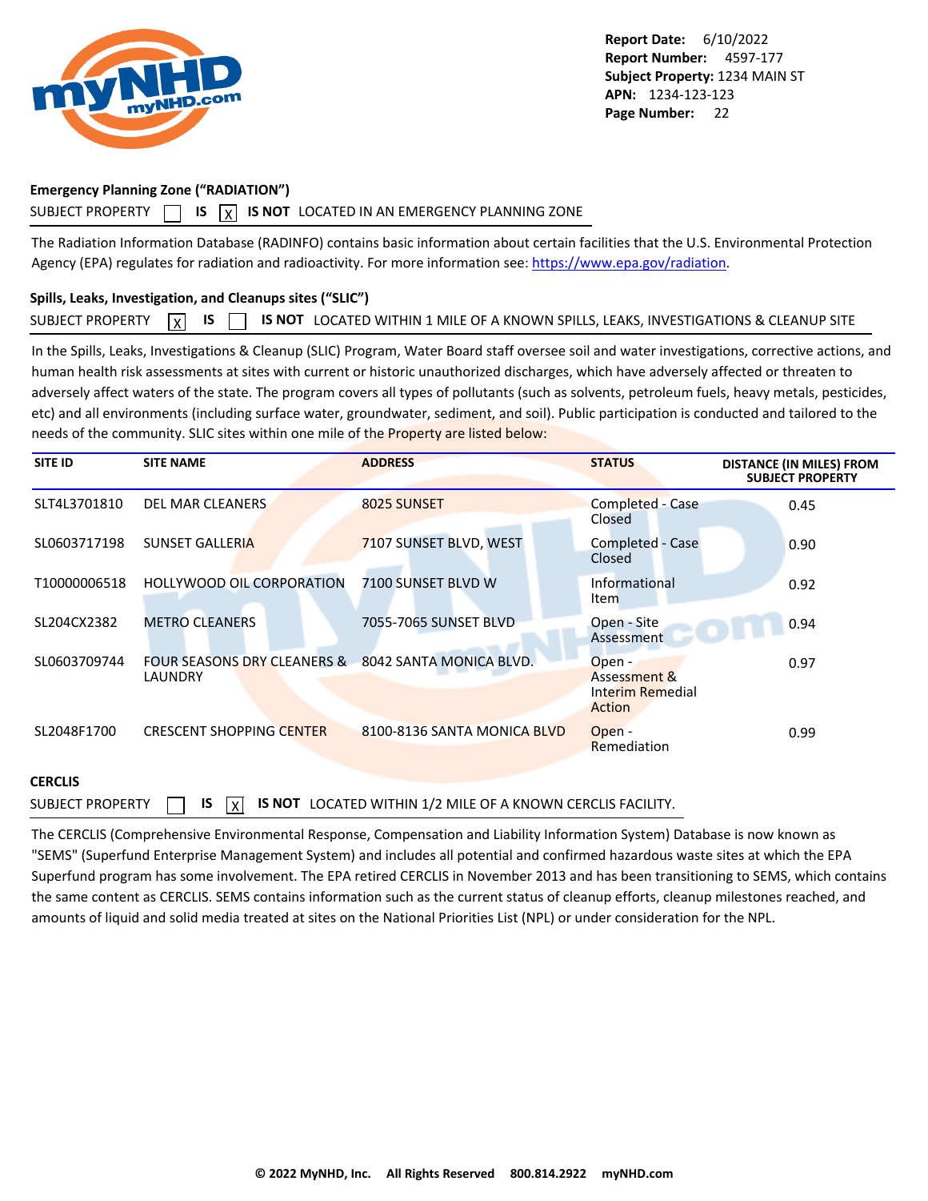**Emergency Planning Zone ("RADIATION")**

SUBJECT PROPERTY ☐ IS ☒ IS NOT LOCATED IN AN EMERGENCY PLANNING ZONE

The Radiation Information Database (RADINFO) contains basic information about certain facilities that the U.S. Environmental Protection Agency (EPA) regulates for radiation and radioactivity. For more information see: https://www.epa.gov/radiation.

**Spills, Leaks, Investigation, and Cleanups sites ("SLIC")**

SUBJECT PROPERTY ☒ IS ☐ IS NOT LOCATED WITHIN 1 MILE OF A KNOWN SPILLS, LEAKS, INVESTIGATIONS & CLEANUP SITE

In the Spills, Leaks, Investigations & Cleanup (SLIC) Program, Water Board staff oversee soil and water investigations, corrective actions, and human health risk assessments at sites with current or historic unauthorized discharges, which have adversely affected or threaten to adversely affect waters of the state. The program covers all types of pollutants (such as solvents, petroleum fuels, heavy metals, pesticides, etc) and all environments (including surface water, groundwater, sediment, and soil). Public participation is conducted and tailored to the needs of the community. SLIC sites within one mile of the Property are listed below:

| SITE ID | SITE NAME | ADDRESS | STATUS | DISTANCE (IN MILES) FROM SUBJECT PROPERTY |
|---|---|---|---|---|
| SLT4L3701810 | DEL MAR CLEANERS | 8025 SUNSET | Completed - Case Closed | 0.45 |
| SL0603717198 | SUNSET GALLERIA | 7107 SUNSET BLVD, WEST | Completed - Case Closed | 0.90 |
| T10000006518 | HOLLYWOOD OIL CORPORATION | 7100 SUNSET BLVD W | Informational Item | 0.92 |
| SL204CX2382 | METRO CLEANERS | 7055-7065 SUNSET BLVD | Open - Site Assessment | 0.94 |
| SL0603709744 | FOUR SEASONS DRY CLEANERS & LAUNDRY | 8042 SANTA MONICA BLVD. | Open - Assessment & Interim Remedial Action | 0.97 |
| SL2048F1700 | CRESCENT SHOPPING CENTER | 8100-8136 SANTA MONICA BLVD | Open - Remediation | 0.99 |

**CERCLIS**

SUBJECT PROPERTY ☐ IS ☒ IS NOT LOCATED WITHIN 1/2 MILE OF A KNOWN CERCLIS FACILITY.

The CERCLIS (Comprehensive Environmental Response, Compensation and Liability Information System) Database is now known as "SEMS" (Superfund Enterprise Management System) and includes all potential and confirmed hazardous waste sites at which the EPA Superfund program has some involvement. The EPA retired CERCLIS in November 2013 and has been transitioning to SEMS, which contains the same content as CERCLIS. SEMS contains information such as the current status of cleanup efforts, cleanup milestones reached, and amounts of liquid and solid media treated at sites on the National Priorities List (NPL) or under consideration for the NPL.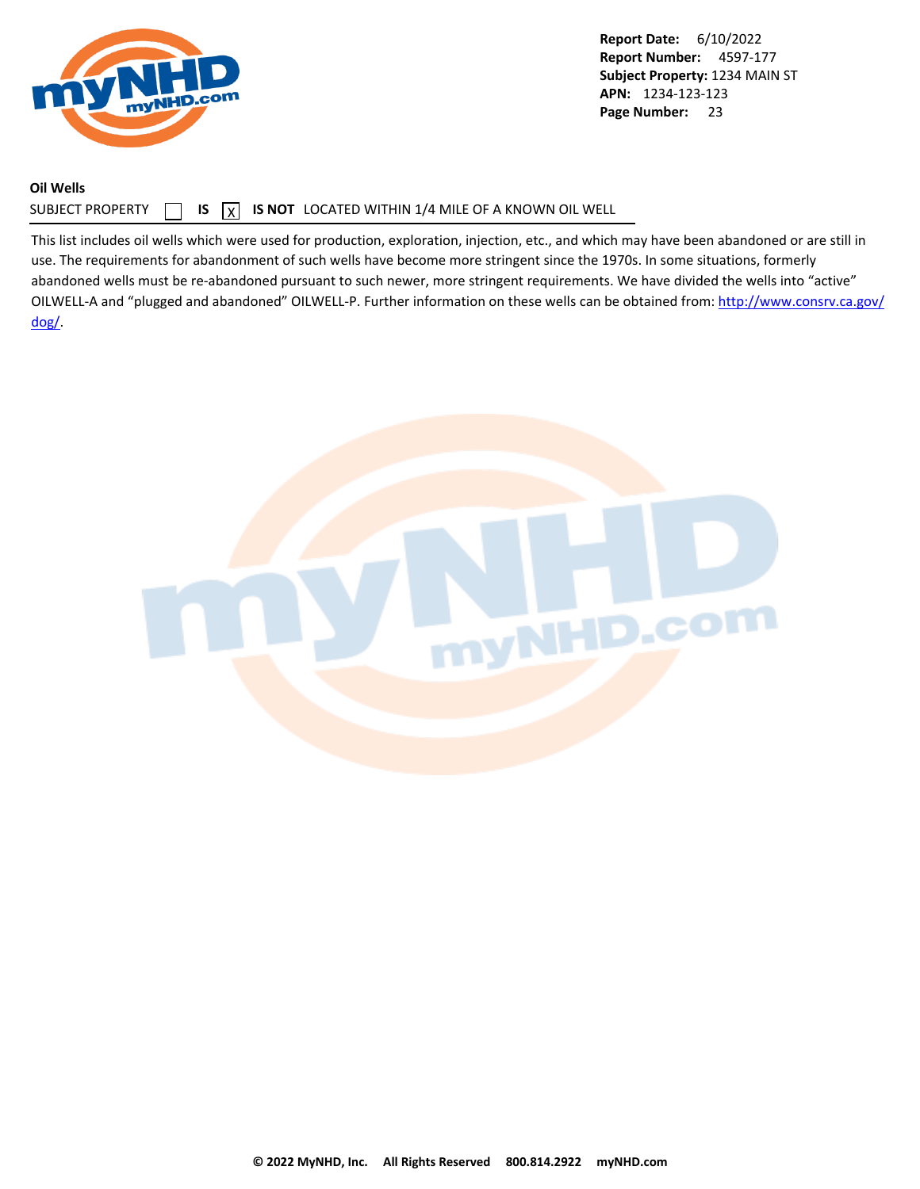**Report Date:** 6/10/2022
**Report Number:** 4597-177
**Subject Property:** 1234 MAIN ST
**APN:** 1234-123-123

**Oil Wells**

SUBJECT PROPERTY [ ] **IS** [X] **IS NOT** LOCATED WITHIN 1/4 MILE OF A KNOWN OIL WELL

This list includes oil wells which were used for production, exploration, injection, etc., and which may have been abandoned or are still in use. The requirements for abandonment of such wells have become more stringent since the 1970s. In some situations, formerly abandoned wells must be re-abandoned pursuant to such newer, more stringent requirements. We have divided the wells into "active" OILWELL-A and "plugged and abandoned" OILWELL-P. Further information on these wells can be obtained from: http://www.consrv.ca.gov/dog/.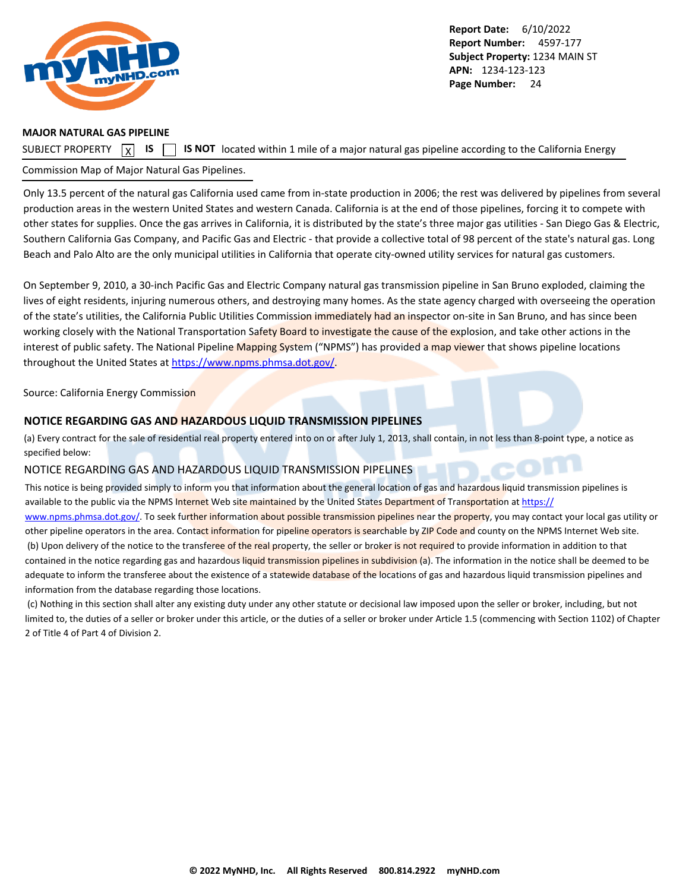**MAJOR NATURAL GAS PIPELINE**

SUBJECT PROPERTY [X] **IS** [ ] **IS NOT** located within 1 mile of a major natural gas pipeline according to the California Energy Commission Map of Major Natural Gas Pipelines.

Only 13.5 percent of the natural gas California used came from in-state production in 2006; the rest was delivered by pipelines from several production areas in the western United States and western Canada. California is at the end of those pipelines, forcing it to compete with other states for supplies. Once the gas arrives in California, it is distributed by the state's three major gas utilities - San Diego Gas & Electric, Southern California Gas Company, and Pacific Gas and Electric - that provide a collective total of 98 percent of the state's natural gas. Long Beach and Palo Alto are the only municipal utilities in California that operate city-owned utility services for natural gas customers.

On September 9, 2010, a 30-inch Pacific Gas and Electric Company natural gas transmission pipeline in San Bruno exploded, claiming the lives of eight residents, injuring numerous others, and destroying many homes. As the state agency charged with overseeing the operation of the state's utilities, the California Public Utilities Commission immediately had an inspector on-site in San Bruno, and has since been working closely with the National Transportation Safety Board to investigate the cause of the explosion, and take other actions in the interest of public safety. The National Pipeline Mapping System ("NPMS") has provided a map viewer that shows pipeline locations throughout the United States at https://www.npms.phmsa.dot.gov/.

Source: California Energy Commission

**NOTICE REGARDING GAS AND HAZARDOUS LIQUID TRANSMISSION PIPELINES**

(a) Every contract for the sale of residential real property entered into on or after July 1, 2013, shall contain, in not less than 8-point type, a notice as specified below:

NOTICE REGARDING GAS AND HAZARDOUS LIQUID TRANSMISSION PIPELINES

This notice is being provided simply to inform you that information about the general location of gas and hazardous liquid transmission pipelines is available to the public via the NPMS Internet Web site maintained by the United States Department of Transportation at https://www.npms.phmsa.dot.gov/. To seek further information about possible transmission pipelines near the property, you may contact your local gas utility or other pipeline operators in the area. Contact information for pipeline operators is searchable by ZIP Code and county on the NPMS Internet Web site.

(b) Upon delivery of the notice to the transferee of the real property, the seller or broker is not required to provide information in addition to that contained in the notice regarding gas and hazardous liquid transmission pipelines in subdivision (a). The information in the notice shall be deemed to be adequate to inform the transferee about the existence of a statewide database of the locations of gas and hazardous liquid transmission pipelines and information from the database regarding those locations.

(c) Nothing in this section shall alter any existing duty under any other statute or decisional law imposed upon the seller or broker, including, but not limited to, the duties of a seller or broker under this article, or the duties of a seller or broker under Article 1.5 (commencing with Section 1102) of Chapter 2 of Title 4 of Part 4 of Division 2.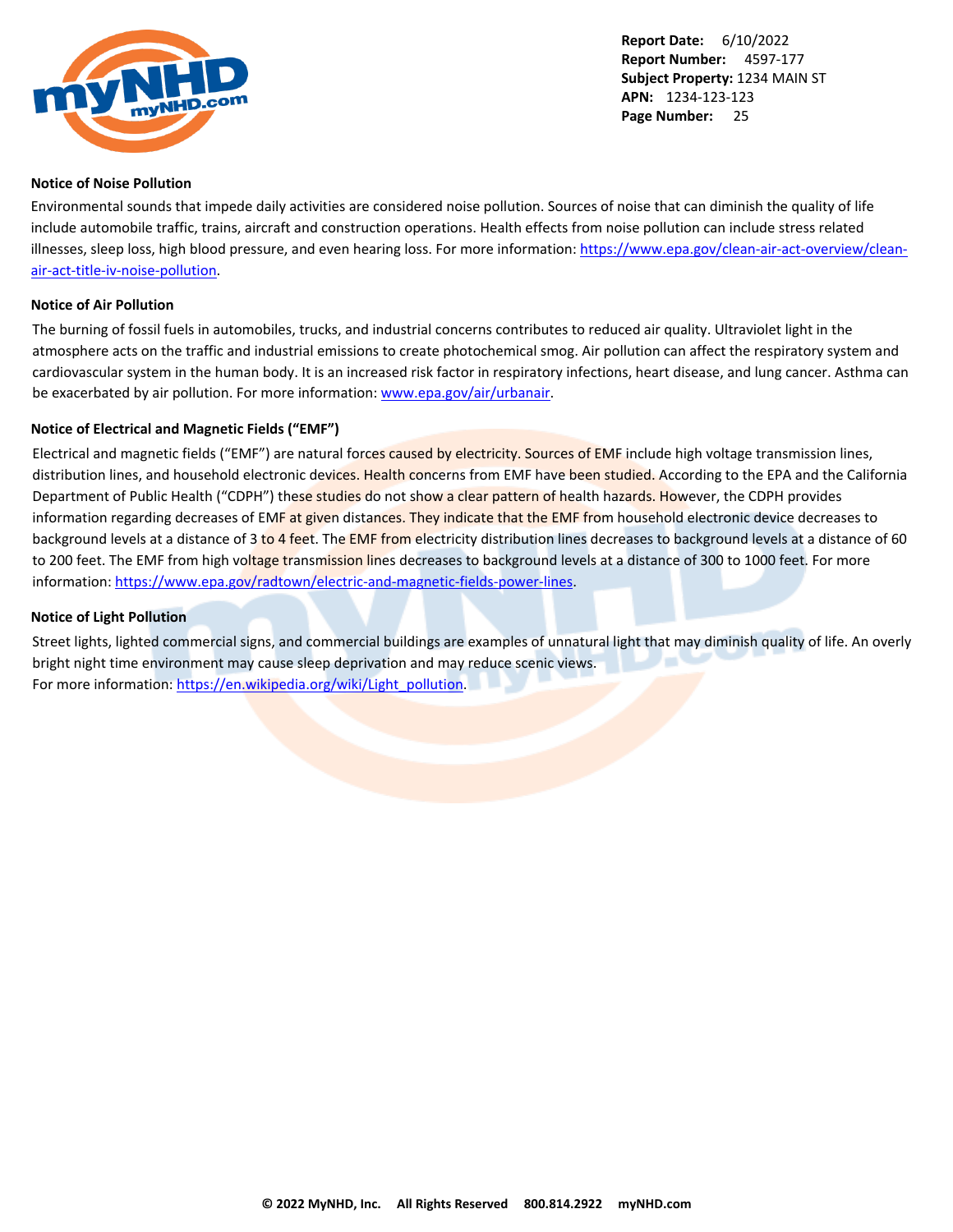**Notice of Noise Pollution**

Environmental sounds that impede daily activities are considered noise pollution. Sources of noise that can diminish the quality of life include automobile traffic, trains, aircraft and construction operations. Health effects from noise pollution can include stress related illnesses, sleep loss, high blood pressure, and even hearing loss. For more information: [https://www.epa.gov/clean-air-act-overview/clean-air-act-title-iv-noise-pollution](https://www.epa.gov/clean-air-act-overview/clean-air-act-title-iv-noise-pollution).

**Notice of Air Pollution**

The burning of fossil fuels in automobiles, trucks, and industrial concerns contributes to reduced air quality. Ultraviolet light in the atmosphere acts on the traffic and industrial emissions to create photochemical smog. Air pollution can affect the respiratory system and cardiovascular system in the human body. It is an increased risk factor in respiratory infections, heart disease, and lung cancer. Asthma can be exacerbated by air pollution. For more information: [www.epa.gov/air/urbanair](www.epa.gov/air/urbanair).

**Notice of Electrical and Magnetic Fields ("EMF")**

Electrical and magnetic fields ("EMF") are natural forces caused by electricity. Sources of EMF include high voltage transmission lines, distribution lines, and household electronic devices. Health concerns from EMF have been studied. According to the EPA and the California Department of Public Health ("CDPH") these studies do not show a clear pattern of health hazards. However, the CDPH provides information regarding decreases of EMF at given distances. They indicate that the EMF from household electronic device decreases to background levels at a distance of 3 to 4 feet. The EMF from electricity distribution lines decreases to background levels at a distance of 60 to 200 feet. The EMF from high voltage transmission lines decreases to background levels at a distance of 300 to 1000 feet. For more information: [https://www.epa.gov/radtown/electric-and-magnetic-fields-power-lines](https://www.epa.gov/radtown/electric-and-magnetic-fields-power-lines).

**Notice of Light Pollution**

Street lights, lighted commercial signs, and commercial buildings are examples of unnatural light that may diminish quality of life. An overly bright night time environment may cause sleep deprivation and may reduce scenic views.
For more information: [https://en.wikipedia.org/wiki/Light_pollution](https://en.wikipedia.org/wiki/Light_pollution).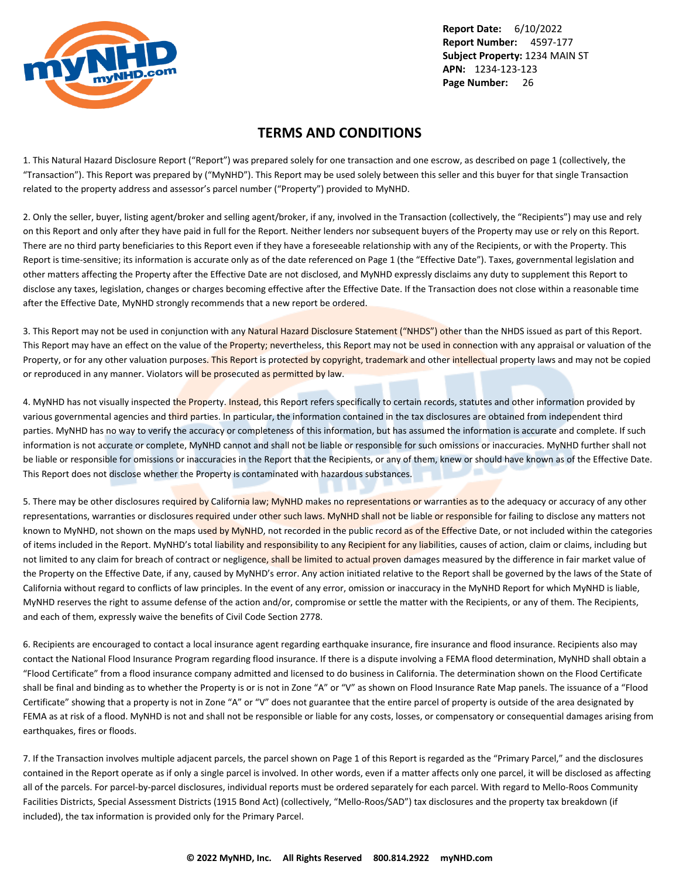## TERMS AND CONDITIONS

1. This Natural Hazard Disclosure Report ("Report") was prepared solely for one transaction and one escrow, as described on page 1 (collectively, the "Transaction"). This Report was prepared by ("MyNHD"). This Report may be used solely between this seller and this buyer for that single Transaction related to the property address and assessor's parcel number ("Property") provided to MyNHD.

2. Only the seller, buyer, listing agent/broker and selling agent/broker, if any, involved in the Transaction (collectively, the "Recipients") may use and rely on this Report and only after they have paid in full for the Report. Neither lenders nor subsequent buyers of the Property may use or rely on this Report. There are no third party beneficiaries to this Report even if they have a foreseeable relationship with any of the Recipients, or with the Property. This Report is time-sensitive; its information is accurate only as of the date referenced on Page 1 (the "Effective Date"). Taxes, governmental legislation and other matters affecting the Property after the Effective Date are not disclosed, and MyNHD expressly disclaims any duty to supplement this Report to disclose any taxes, legislation, changes or charges becoming effective after the Effective Date. If the Transaction does not close within a reasonable time after the Effective Date, MyNHD strongly recommends that a new report be ordered.

3. This Report may not be used in conjunction with any Natural Hazard Disclosure Statement ("NHDS") other than the NHDS issued as part of this Report. This Report may have an effect on the value of the Property; nevertheless, this Report may not be used in connection with any appraisal or valuation of the Property, or for any other valuation purposes. This Report is protected by copyright, trademark and other intellectual property laws and may not be copied or reproduced in any manner. Violators will be prosecuted as permitted by law.

4. MyNHD has not visually inspected the Property. Instead, this Report refers specifically to certain records, statutes and other information provided by various governmental agencies and third parties. In particular, the information contained in the tax disclosures are obtained from independent third parties. MyNHD has no way to verify the accuracy or completeness of this information, but has assumed the information is accurate and complete. If such information is not accurate or complete, MyNHD cannot and shall not be liable or responsible for such omissions or inaccuracies. MyNHD further shall not be liable or responsible for omissions or inaccuracies in the Report that the Recipients, or any of them, knew or should have known as of the Effective Date. This Report does not disclose whether the Property is contaminated with hazardous substances.

5. There may be other disclosures required by California law; MyNHD makes no representations or warranties as to the adequacy or accuracy of any other representations, warranties or disclosures required under other such laws. MyNHD shall not be liable or responsible for failing to disclose any matters not known to MyNHD, not shown on the maps used by MyNHD, not recorded in the public record as of the Effective Date, or not included within the categories of items included in the Report. MyNHD's total liability and responsibility to any Recipient for any liabilities, causes of action, claim or claims, including but not limited to any claim for breach of contract or negligence, shall be limited to actual proven damages measured by the difference in fair market value of the Property on the Effective Date, if any, caused by MyNHD's error. Any action initiated relative to the Report shall be governed by the laws of the State of California without regard to conflicts of law principles. In the event of any error, omission or inaccuracy in the MyNHD Report for which MyNHD is liable, MyNHD reserves the right to assume defense of the action and/or, compromise or settle the matter with the Recipients, or any of them. The Recipients, and each of them, expressly waive the benefits of Civil Code Section 2778.

6. Recipients are encouraged to contact a local insurance agent regarding earthquake insurance, fire insurance and flood insurance. Recipients also may contact the National Flood Insurance Program regarding flood insurance. If there is a dispute involving a FEMA flood determination, MyNHD shall obtain a "Flood Certificate" from a flood insurance company admitted and licensed to do business in California. The determination shown on the Flood Certificate shall be final and binding as to whether the Property is or is not in Zone "A" or "V" as shown on Flood Insurance Rate Map panels. The issuance of a "Flood Certificate" showing that a property is not in Zone "A" or "V" does not guarantee that the entire parcel of property is outside of the area designated by FEMA as at risk of a flood. MyNHD is not and shall not be responsible or liable for any costs, losses, or compensatory or consequential damages arising from earthquakes, fires or floods.

7. If the Transaction involves multiple adjacent parcels, the parcel shown on Page 1 of this Report is regarded as the "Primary Parcel," and the disclosures contained in the Report operate as if only a single parcel is involved. In other words, even if a matter affects only one parcel, it will be disclosed as affecting all of the parcels. For parcel-by-parcel disclosures, individual reports must be ordered separately for each parcel. With regard to Mello-Roos Community Facilities Districts, Special Assessment Districts (1915 Bond Act) (collectively, "Mello-Roos/SAD") tax disclosures and the property tax breakdown (if included), the tax information is provided only for the Primary Parcel.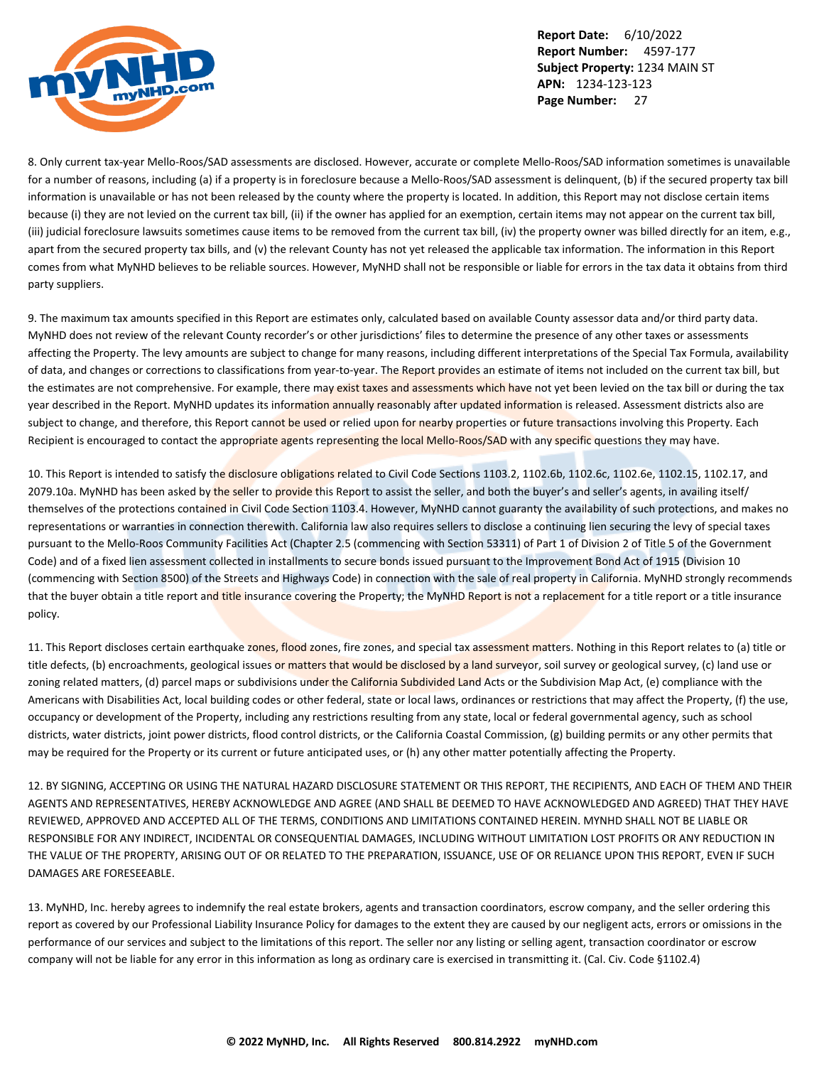8. Only current tax-year Mello-Roos/SAD assessments are disclosed. However, accurate or complete Mello-Roos/SAD information sometimes is unavailable for a number of reasons, including (a) if a property is in foreclosure because a Mello-Roos/SAD assessment is delinquent, (b) if the secured property tax bill information is unavailable or has not been released by the county where the property is located. In addition, this Report may not disclose certain items because (i) they are not levied on the current tax bill, (ii) if the owner has applied for an exemption, certain items may not appear on the current tax bill, (iii) judicial foreclosure lawsuits sometimes cause items to be removed from the current tax bill, (iv) the property owner was billed directly for an item, e.g., apart from the secured property tax bills, and (v) the relevant County has not yet released the applicable tax information. The information in this Report comes from what MyNHD believes to be reliable sources. However, MyNHD shall not be responsible or liable for errors in the tax data it obtains from third party suppliers.

9. The maximum tax amounts specified in this Report are estimates only, calculated based on available County assessor data and/or third party data. MyNHD does not review of the relevant County recorder's or other jurisdictions' files to determine the presence of any other taxes or assessments affecting the Property. The levy amounts are subject to change for many reasons, including different interpretations of the Special Tax Formula, availability of data, and changes or corrections to classifications from year-to-year. The Report provides an estimate of items not included on the current tax bill, but the estimates are not comprehensive. For example, there may exist taxes and assessments which have not yet been levied on the tax bill or during the tax year described in the Report. MyNHD updates its information annually reasonably after updated information is released. Assessment districts also are subject to change, and therefore, this Report cannot be used or relied upon for nearby properties or future transactions involving this Property. Each Recipient is encouraged to contact the appropriate agents representing the local Mello-Roos/SAD with any specific questions they may have.

10. This Report is intended to satisfy the disclosure obligations related to Civil Code Sections 1103.2, 1102.6b, 1102.6c, 1102.6e, 1102.15, 1102.17, and 2079.10a. MyNHD has been asked by the seller to provide this Report to assist the seller, and both the buyer's and seller's agents, in availing itself/themselves of the protections contained in Civil Code Section 1103.4. However, MyNHD cannot guaranty the availability of such protections, and makes no representations or warranties in connection therewith. California law also requires sellers to disclose a continuing lien securing the levy of special taxes pursuant to the Mello-Roos Community Facilities Act (Chapter 2.5 (commencing with Section 53311) of Part 1 of Division 2 of Title 5 of the Government Code) and of a fixed lien assessment collected in installments to secure bonds issued pursuant to the Improvement Bond Act of 1915 (Division 10 (commencing with Section 8500) of the Streets and Highways Code) in connection with the sale of real property in California. MyNHD strongly recommends that the buyer obtain a title report and title insurance covering the Property; the MyNHD Report is not a replacement for a title report or a title insurance policy.

11. This Report discloses certain earthquake zones, flood zones, fire zones, and special tax assessment matters. Nothing in this Report relates to (a) title or title defects, (b) encroachments, geological issues or matters that would be disclosed by a land surveyor, soil survey or geological survey, (c) land use or zoning related matters, (d) parcel maps or subdivisions under the California Subdivided Land Acts or the Subdivision Map Act, (e) compliance with the Americans with Disabilities Act, local building codes or other federal, state or local laws, ordinances or restrictions that may affect the Property, (f) the use, occupancy or development of the Property, including any restrictions resulting from any state, local or federal governmental agency, such as school districts, water districts, joint power districts, flood control districts, or the California Coastal Commission, (g) building permits or any other permits that may be required for the Property or its current or future anticipated uses, or (h) any other matter potentially affecting the Property.

12. BY SIGNING, ACCEPTING OR USING THE NATURAL HAZARD DISCLOSURE STATEMENT OR THIS REPORT, THE RECIPIENTS, AND EACH OF THEM AND THEIR AGENTS AND REPRESENTATIVES, HEREBY ACKNOWLEDGE AND AGREE (AND SHALL BE DEEMED TO HAVE ACKNOWLEDGED AND AGREED) THAT THEY HAVE REVIEWED, APPROVED AND ACCEPTED ALL OF THE TERMS, CONDITIONS AND LIMITATIONS CONTAINED HEREIN. MYNHD SHALL NOT BE LIABLE OR RESPONSIBLE FOR ANY INDIRECT, INCIDENTAL OR CONSEQUENTIAL DAMAGES, INCLUDING WITHOUT LIMITATION LOST PROFITS OR ANY REDUCTION IN THE VALUE OF THE PROPERTY, ARISING OUT OF OR RELATED TO THE PREPARATION, ISSUANCE, USE OF OR RELIANCE UPON THIS REPORT, EVEN IF SUCH DAMAGES ARE FORESEEABLE.

13. MyNHD, Inc. hereby agrees to indemnify the real estate brokers, agents and transaction coordinators, escrow company, and the seller ordering this report as covered by our Professional Liability Insurance Policy for damages to the extent they are caused by our negligent acts, errors or omissions in the performance of our services and subject to the limitations of this report. The seller nor any listing or selling agent, transaction coordinator or escrow company will not be liable for any error in this information as long as ordinary care is exercised in transmitting it. (Cal. Civ. Code §1102.4)